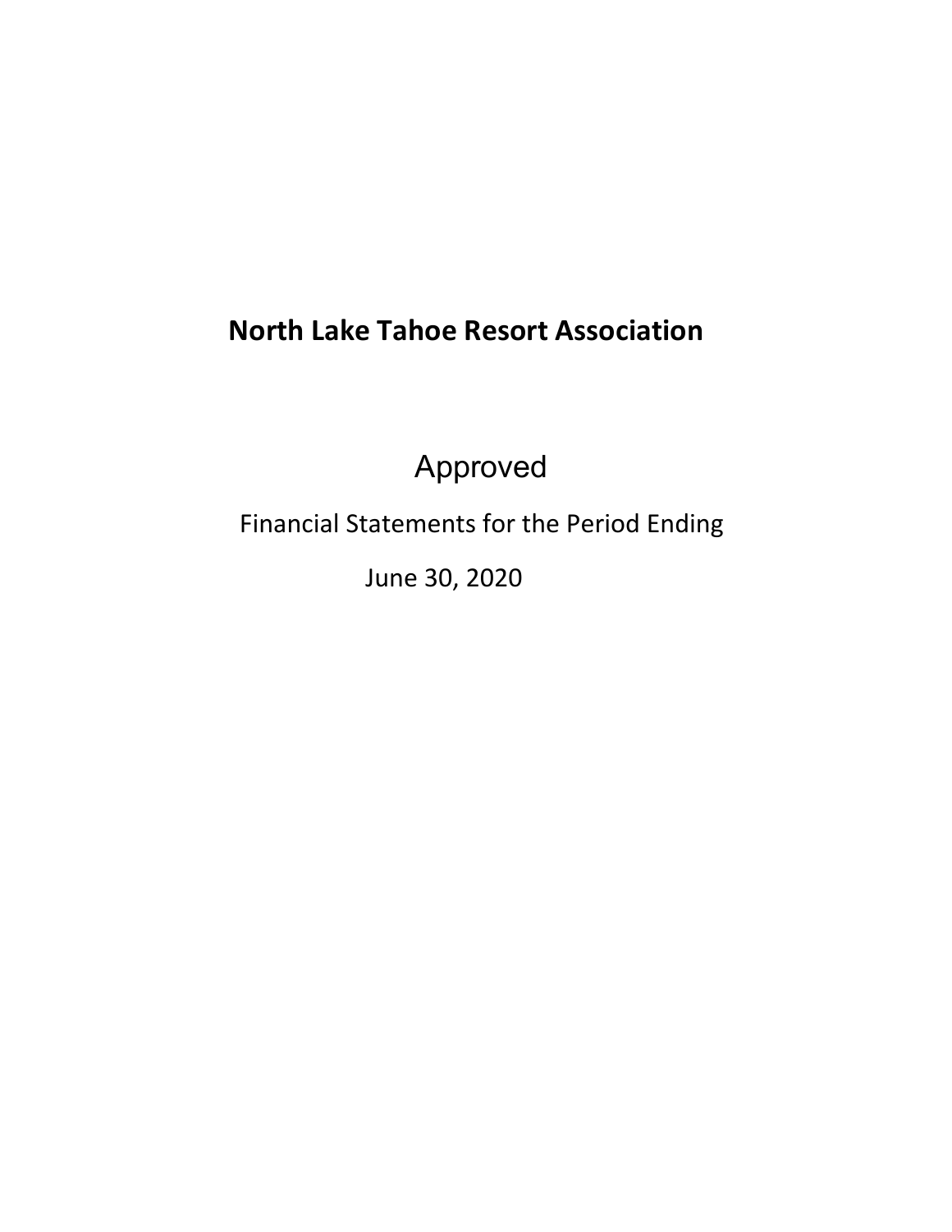# North Lake Tahoe Resort Association

Approved

Financial Statements for the Period Ending

June 30, 2020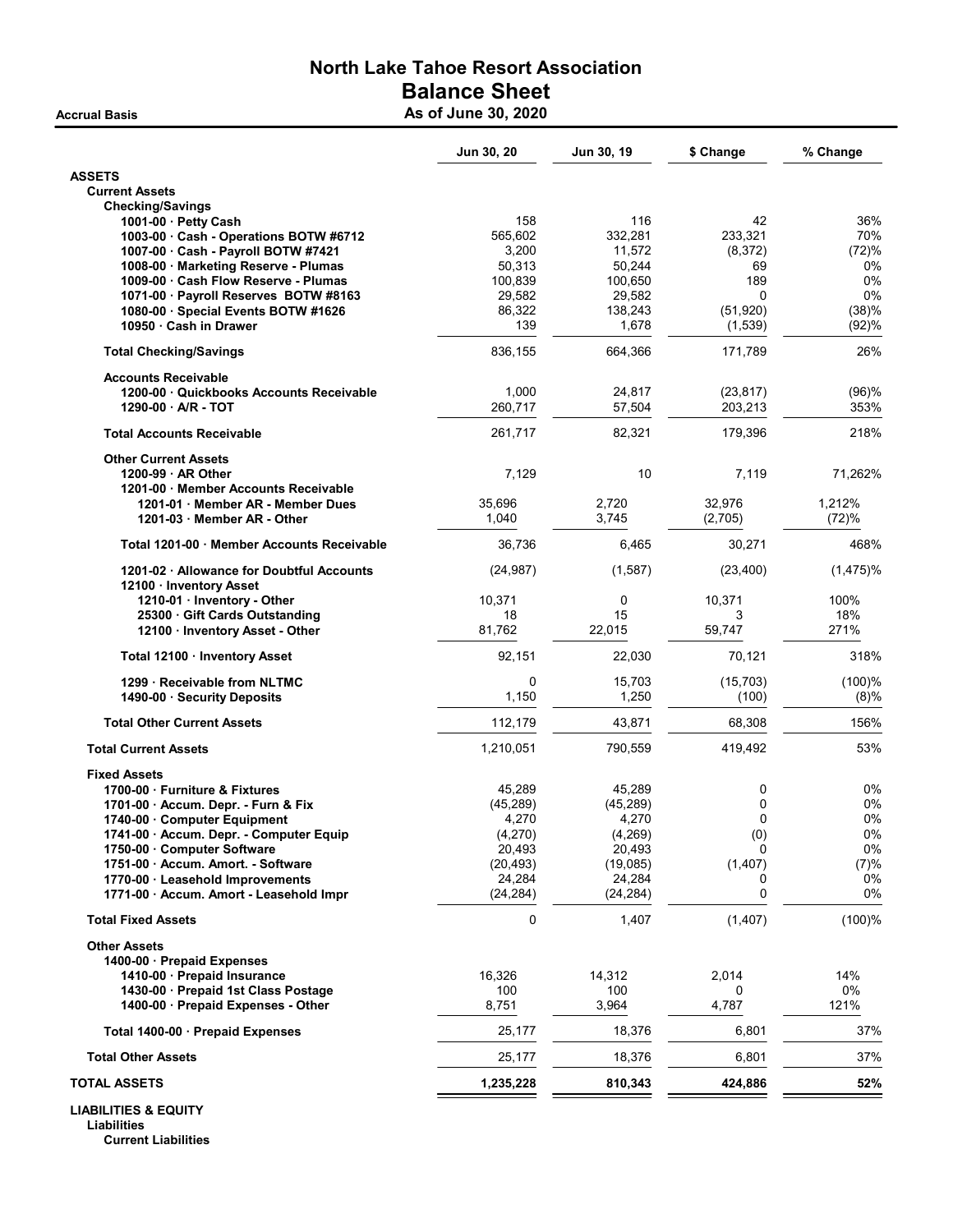# North Lake Tahoe Resort Association

## Balance Sheet

**Accrual Basis** **As of June 30, 2020**

| | Jun 30, 20 | Jun 30, 19 | $ Change | % Change |
|---|---|---|---|---|
| **ASSETS** | | | | |
| **Current Assets** | | | | |
| **Checking/Savings** | | | | |
| 1001-00 · Petty Cash | 158 | 116 | 42 | 36% |
| 1003-00 · Cash - Operations BOTW #6712 | 565,602 | 332,281 | 233,321 | 70% |
| 1007-00 · Cash - Payroll BOTW #7421 | 3,200 | 11,572 | (8,372) | (72)% |
| 1008-00 · Marketing Reserve - Plumas | 50,313 | 50,244 | 69 | 0% |
| 1009-00 · Cash Flow Reserve - Plumas | 100,839 | 100,650 | 189 | 0% |
| 1071-00 · Payroll Reserves BOTW #8163 | 29,582 | 29,582 | 0 | 0% |
| 1080-00 · Special Events BOTW #1626 | 86,322 | 138,243 | (51,920) | (38)% |
| 10950 · Cash in Drawer | 139 | 1,678 | (1,539) | (92)% |
| **Total Checking/Savings** | 836,155 | 664,366 | 171,789 | 26% |
| **Accounts Receivable** | | | | |
| 1200-00 · Quickbooks Accounts Receivable | 1,000 | 24,817 | (23,817) | (96)% |
| 1290-00 · A/R - TOT | 260,717 | 57,504 | 203,213 | 353% |
| **Total Accounts Receivable** | 261,717 | 82,321 | 179,396 | 218% |
| **Other Current Assets** | | | | |
| 1200-99 · AR Other | 7,129 | 10 | 7,119 | 71,262% |
| 1201-00 · Member Accounts Receivable | | | | |
| 1201-01 · Member AR - Member Dues | 35,696 | 2,720 | 32,976 | 1,212% |
| 1201-03 · Member AR - Other | 1,040 | 3,745 | (2,705) | (72)% |
| Total 1201-00 · Member Accounts Receivable | 36,736 | 6,465 | 30,271 | 468% |
| 1201-02 · Allowance for Doubtful Accounts | (24,987) | (1,587) | (23,400) | (1,475)% |
| 12100 · Inventory Asset | | | | |
| 1210-01 · Inventory - Other | 10,371 | 0 | 10,371 | 100% |
| 25300 · Gift Cards Outstanding | 18 | 15 | 3 | 18% |
| 12100 · Inventory Asset - Other | 81,762 | 22,015 | 59,747 | 271% |
| Total 12100 · Inventory Asset | 92,151 | 22,030 | 70,121 | 318% |
| 1299 · Receivable from NLTMC | 0 | 15,703 | (15,703) | (100)% |
| 1490-00 · Security Deposits | 1,150 | 1,250 | (100) | (8)% |
| **Total Other Current Assets** | 112,179 | 43,871 | 68,308 | 156% |
| **Total Current Assets** | 1,210,051 | 790,559 | 419,492 | 53% |
| **Fixed Assets** | | | | |
| 1700-00 · Furniture & Fixtures | 45,289 | 45,289 | 0 | 0% |
| 1701-00 · Accum. Depr. - Furn & Fix | (45,289) | (45,289) | 0 | 0% |
| 1740-00 · Computer Equipment | 4,270 | 4,270 | 0 | 0% |
| 1741-00 · Accum. Depr. - Computer Equip | (4,270) | (4,269) | (0) | 0% |
| 1750-00 · Computer Software | 20,493 | 20,493 | 0 | 0% |
| 1751-00 · Accum. Amort. - Software | (20,493) | (19,085) | (1,407) | (7)% |
| 1770-00 · Leasehold Improvements | 24,284 | 24,284 | 0 | 0% |
| 1771-00 · Accum. Amort - Leasehold Impr | (24,284) | (24,284) | 0 | 0% |
| **Total Fixed Assets** | 0 | 1,407 | (1,407) | (100)% |
| **Other Assets** | | | | |
| 1400-00 · Prepaid Expenses | | | | |
| 1410-00 · Prepaid Insurance | 16,326 | 14,312 | 2,014 | 14% |
| 1430-00 · Prepaid 1st Class Postage | 100 | 100 | 0 | 0% |
| 1400-00 · Prepaid Expenses - Other | 8,751 | 3,964 | 4,787 | 121% |
| Total 1400-00 · Prepaid Expenses | 25,177 | 18,376 | 6,801 | 37% |
| **Total Other Assets** | 25,177 | 18,376 | 6,801 | 37% |
| **TOTAL ASSETS** | **1,235,228** | **810,343** | **424,886** | **52%** |
| **LIABILITIES & EQUITY** | | | | |
| **Liabilities** | | | | |
| **Current Liabilities** | | | | |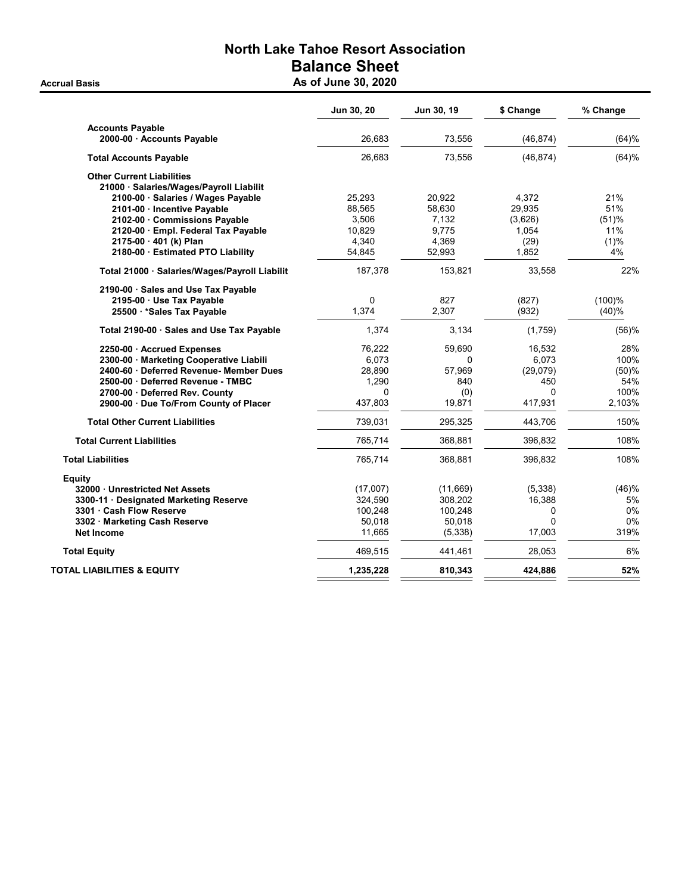# North Lake Tahoe Resort Association

## Balance Sheet

**Accrual Basis** — **As of June 30, 2020**

| | Jun 30, 20 | Jun 30, 19 | $ Change | % Change |
|---|---|---|---|---|
| **Accounts Payable** | | | | |
| **2000-00 · Accounts Payable** | 26,683 | 73,556 | (46,874) | (64)% |
| **Total Accounts Payable** | 26,683 | 73,556 | (46,874) | (64)% |
| **Other Current Liabilities** | | | | |
| **21000 · Salaries/Wages/Payroll Liabilit** | | | | |
| **2100-00 · Salaries / Wages Payable** | 25,293 | 20,922 | 4,372 | 21% |
| **2101-00 · Incentive Payable** | 88,565 | 58,630 | 29,935 | 51% |
| **2102-00 · Commissions Payable** | 3,506 | 7,132 | (3,626) | (51)% |
| **2120-00 · Empl. Federal Tax Payable** | 10,829 | 9,775 | 1,054 | 11% |
| **2175-00 · 401 (k) Plan** | 4,340 | 4,369 | (29) | (1)% |
| **2180-00 · Estimated PTO Liability** | 54,845 | 52,993 | 1,852 | 4% |
| **Total 21000 · Salaries/Wages/Payroll Liabilit** | 187,378 | 153,821 | 33,558 | 22% |
| **2190-00 · Sales and Use Tax Payable** | | | | |
| **2195-00 · Use Tax Payable** | 0 | 827 | (827) | (100)% |
| **25500 · *Sales Tax Payable** | 1,374 | 2,307 | (932) | (40)% |
| **Total 2190-00 · Sales and Use Tax Payable** | 1,374 | 3,134 | (1,759) | (56)% |
| **2250-00 · Accrued Expenses** | 76,222 | 59,690 | 16,532 | 28% |
| **2300-00 · Marketing Cooperative Liabili** | 6,073 | 0 | 6,073 | 100% |
| **2400-60 · Deferred Revenue- Member Dues** | 28,890 | 57,969 | (29,079) | (50)% |
| **2500-00 · Deferred Revenue - TMBC** | 1,290 | 840 | 450 | 54% |
| **2700-00 · Deferred Rev. County** | 0 | (0) | 0 | 100% |
| **2900-00 · Due To/From County of Placer** | 437,803 | 19,871 | 417,931 | 2,103% |
| **Total Other Current Liabilities** | 739,031 | 295,325 | 443,706 | 150% |
| **Total Current Liabilities** | 765,714 | 368,881 | 396,832 | 108% |
| **Total Liabilities** | 765,714 | 368,881 | 396,832 | 108% |
| **Equity** | | | | |
| **32000 · Unrestricted Net Assets** | (17,007) | (11,669) | (5,338) | (46)% |
| **3300-11 · Designated Marketing Reserve** | 324,590 | 308,202 | 16,388 | 5% |
| **3301 · Cash Flow Reserve** | 100,248 | 100,248 | 0 | 0% |
| **3302 · Marketing Cash Reserve** | 50,018 | 50,018 | 0 | 0% |
| **Net Income** | 11,665 | (5,338) | 17,003 | 319% |
| **Total Equity** | 469,515 | 441,461 | 28,053 | 6% |
| **TOTAL LIABILITIES & EQUITY** | **1,235,228** | **810,343** | **424,886** | **52%** |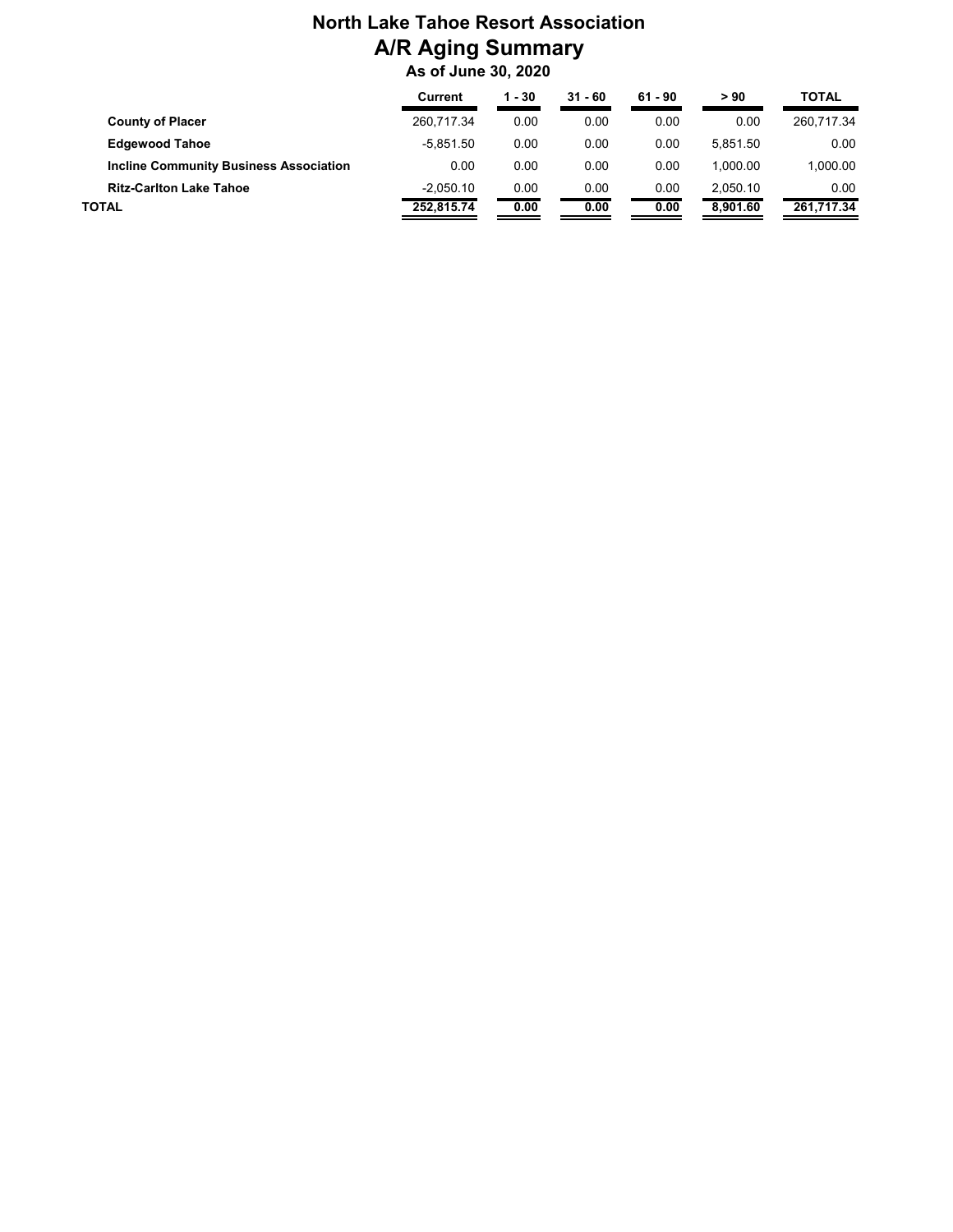# North Lake Tahoe Resort Association
## A/R Aging Summary
### As of June 30, 2020

| | Current | 1 - 30 | 31 - 60 | 61 - 90 | > 90 | TOTAL |
|---|---|---|---|---|---|---|
| **County of Placer** | 260,717.34 | 0.00 | 0.00 | 0.00 | 0.00 | 260,717.34 |
| **Edgewood Tahoe** | -5,851.50 | 0.00 | 0.00 | 0.00 | 5,851.50 | 0.00 |
| **Incline Community Business Association** | 0.00 | 0.00 | 0.00 | 0.00 | 1,000.00 | 1,000.00 |
| **Ritz-Carlton Lake Tahoe** | -2,050.10 | 0.00 | 0.00 | 0.00 | 2,050.10 | 0.00 |
| **TOTAL** | **252,815.74** | **0.00** | **0.00** | **0.00** | **8,901.60** | **261,717.34** |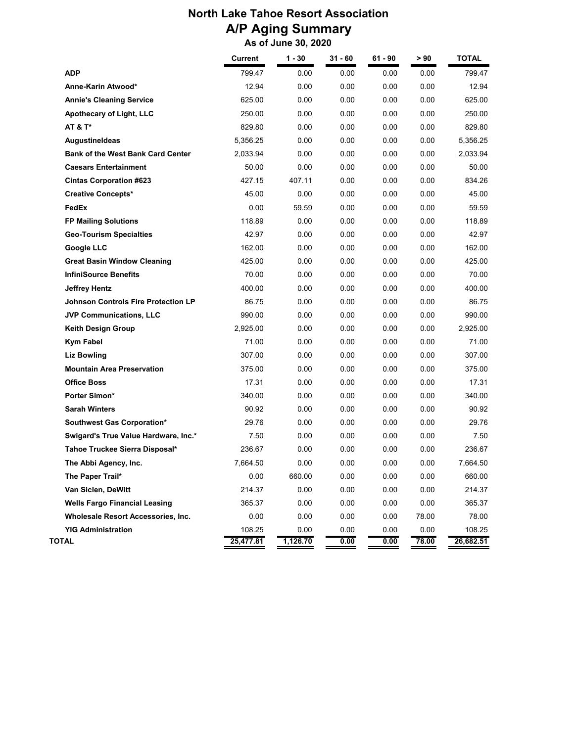# North Lake Tahoe Resort Association
## A/P Aging Summary
### As of June 30, 2020

| | Current | 1 - 30 | 31 - 60 | 61 - 90 | > 90 | TOTAL |
|---|---|---|---|---|---|---|
| **ADP** | 799.47 | 0.00 | 0.00 | 0.00 | 0.00 | 799.47 |
| **Anne-Karin Atwood*** | 12.94 | 0.00 | 0.00 | 0.00 | 0.00 | 12.94 |
| **Annie's Cleaning Service** | 625.00 | 0.00 | 0.00 | 0.00 | 0.00 | 625.00 |
| **Apothecary of Light, LLC** | 250.00 | 0.00 | 0.00 | 0.00 | 0.00 | 250.00 |
| **AT & T*** | 829.80 | 0.00 | 0.00 | 0.00 | 0.00 | 829.80 |
| **AugustineIdeas** | 5,356.25 | 0.00 | 0.00 | 0.00 | 0.00 | 5,356.25 |
| **Bank of the West Bank Card Center** | 2,033.94 | 0.00 | 0.00 | 0.00 | 0.00 | 2,033.94 |
| **Caesars Entertainment** | 50.00 | 0.00 | 0.00 | 0.00 | 0.00 | 50.00 |
| **Cintas Corporation #623** | 427.15 | 407.11 | 0.00 | 0.00 | 0.00 | 834.26 |
| **Creative Concepts*** | 45.00 | 0.00 | 0.00 | 0.00 | 0.00 | 45.00 |
| **FedEx** | 0.00 | 59.59 | 0.00 | 0.00 | 0.00 | 59.59 |
| **FP Mailing Solutions** | 118.89 | 0.00 | 0.00 | 0.00 | 0.00 | 118.89 |
| **Geo-Tourism Specialties** | 42.97 | 0.00 | 0.00 | 0.00 | 0.00 | 42.97 |
| **Google LLC** | 162.00 | 0.00 | 0.00 | 0.00 | 0.00 | 162.00 |
| **Great Basin Window Cleaning** | 425.00 | 0.00 | 0.00 | 0.00 | 0.00 | 425.00 |
| **InfiniSource Benefits** | 70.00 | 0.00 | 0.00 | 0.00 | 0.00 | 70.00 |
| **Jeffrey Hentz** | 400.00 | 0.00 | 0.00 | 0.00 | 0.00 | 400.00 |
| **Johnson Controls Fire Protection LP** | 86.75 | 0.00 | 0.00 | 0.00 | 0.00 | 86.75 |
| **JVP Communications, LLC** | 990.00 | 0.00 | 0.00 | 0.00 | 0.00 | 990.00 |
| **Keith Design Group** | 2,925.00 | 0.00 | 0.00 | 0.00 | 0.00 | 2,925.00 |
| **Kym Fabel** | 71.00 | 0.00 | 0.00 | 0.00 | 0.00 | 71.00 |
| **Liz Bowling** | 307.00 | 0.00 | 0.00 | 0.00 | 0.00 | 307.00 |
| **Mountain Area Preservation** | 375.00 | 0.00 | 0.00 | 0.00 | 0.00 | 375.00 |
| **Office Boss** | 17.31 | 0.00 | 0.00 | 0.00 | 0.00 | 17.31 |
| **Porter Simon*** | 340.00 | 0.00 | 0.00 | 0.00 | 0.00 | 340.00 |
| **Sarah Winters** | 90.92 | 0.00 | 0.00 | 0.00 | 0.00 | 90.92 |
| **Southwest Gas Corporation*** | 29.76 | 0.00 | 0.00 | 0.00 | 0.00 | 29.76 |
| **Swigard's True Value Hardware, Inc.*** | 7.50 | 0.00 | 0.00 | 0.00 | 0.00 | 7.50 |
| **Tahoe Truckee Sierra Disposal*** | 236.67 | 0.00 | 0.00 | 0.00 | 0.00 | 236.67 |
| **The Abbi Agency, Inc.** | 7,664.50 | 0.00 | 0.00 | 0.00 | 0.00 | 7,664.50 |
| **The Paper Trail*** | 0.00 | 660.00 | 0.00 | 0.00 | 0.00 | 660.00 |
| **Van Siclen, DeWitt** | 214.37 | 0.00 | 0.00 | 0.00 | 0.00 | 214.37 |
| **Wells Fargo Financial Leasing** | 365.37 | 0.00 | 0.00 | 0.00 | 0.00 | 365.37 |
| **Wholesale Resort Accessories, Inc.** | 0.00 | 0.00 | 0.00 | 0.00 | 78.00 | 78.00 |
| **YIG Administration** | 108.25 | 0.00 | 0.00 | 0.00 | 0.00 | 108.25 |
| **TOTAL** | **25,477.81** | **1,126.70** | **0.00** | **0.00** | **78.00** | **26,682.51** |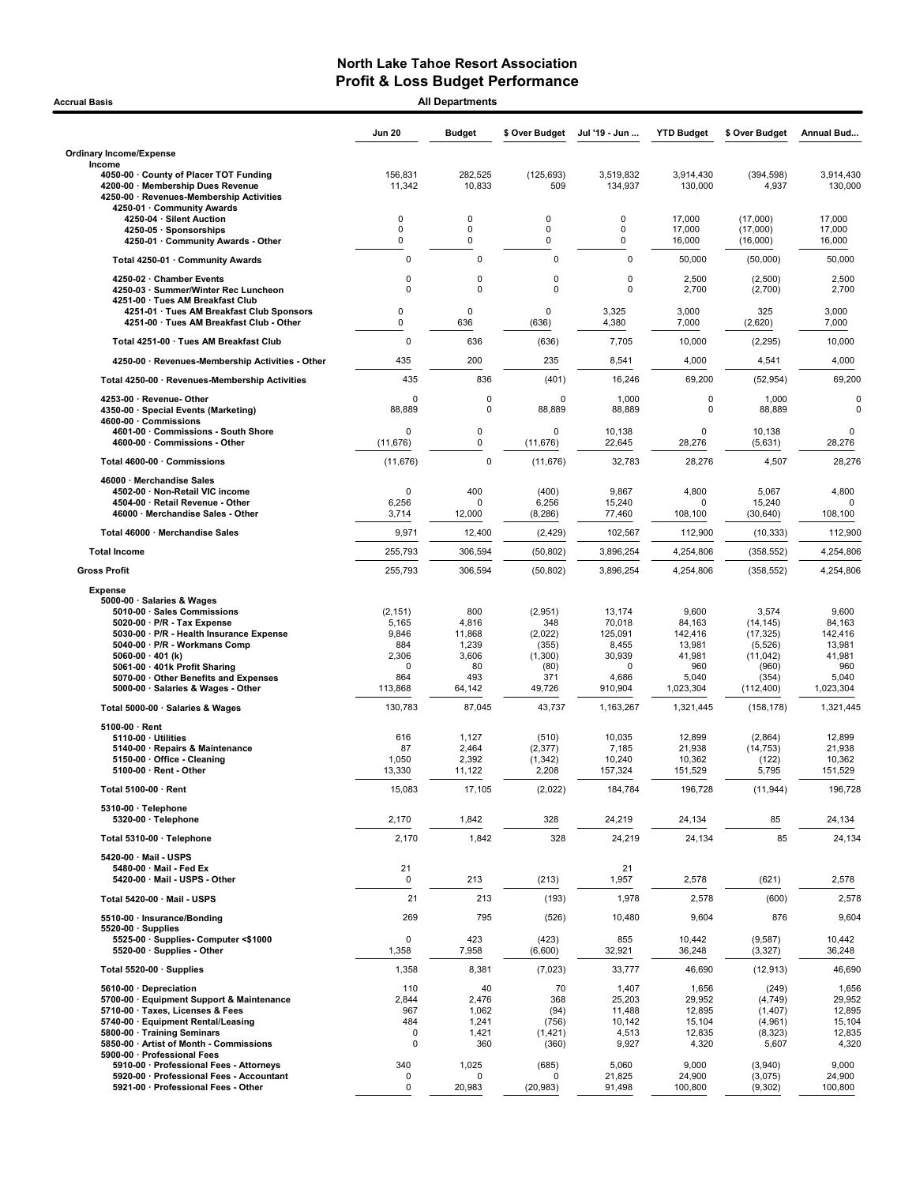# North Lake Tahoe Resort Association
## Profit & Loss Budget Performance

**Accrual Basis** — **All Departments**

| | Jun 20 | Budget | $ Over Budget | Jul '19 - Jun ... | YTD Budget | $ Over Budget | Annual Bud... |
|---|---|---|---|---|---|---|---|
| **Ordinary Income/Expense** | | | | | | | |
| **Income** | | | | | | | |
| 4050-00 · County of Placer TOT Funding | 156,831 | 282,525 | (125,693) | 3,519,832 | 3,914,430 | (394,598) | 3,914,430 |
| 4200-00 · Membership Dues Revenue | 11,342 | 10,833 | 509 | 134,937 | 130,000 | 4,937 | 130,000 |
| 4250-00 · Revenues-Membership Activities | | | | | | | |
| 4250-01 · Community Awards | | | | | | | |
| 4250-04 · Silent Auction | 0 | 0 | 0 | 0 | 17,000 | (17,000) | 17,000 |
| 4250-05 · Sponsorships | 0 | 0 | 0 | 0 | 17,000 | (17,000) | 17,000 |
| 4250-01 · Community Awards - Other | 0 | 0 | 0 | 0 | 16,000 | (16,000) | 16,000 |
| Total 4250-01 · Community Awards | 0 | 0 | 0 | 0 | 50,000 | (50,000) | 50,000 |
| 4250-02 · Chamber Events | 0 | 0 | 0 | 0 | 2,500 | (2,500) | 2,500 |
| 4250-03 · Summer/Winter Rec Luncheon | 0 | 0 | 0 | 0 | 2,700 | (2,700) | 2,700 |
| 4251-00 · Tues AM Breakfast Club | | | | | | | |
| 4251-01 · Tues AM Breakfast Club Sponsors | 0 | 0 | 0 | 3,325 | 3,000 | 325 | 3,000 |
| 4251-00 · Tues AM Breakfast Club - Other | 0 | 636 | (636) | 4,380 | 7,000 | (2,620) | 7,000 |
| Total 4251-00 · Tues AM Breakfast Club | 0 | 636 | (636) | 7,705 | 10,000 | (2,295) | 10,000 |
| 4250-00 · Revenues-Membership Activities - Other | 435 | 200 | 235 | 8,541 | 4,000 | 4,541 | 4,000 |
| Total 4250-00 · Revenues-Membership Activities | 435 | 836 | (401) | 16,246 | 69,200 | (52,954) | 69,200 |
| 4253-00 · Revenue- Other | 0 | 0 | 0 | 1,000 | 0 | 1,000 | 0 |
| 4350-00 · Special Events (Marketing) | 88,889 | 0 | 88,889 | 88,889 | 0 | 88,889 | 0 |
| 4600-00 · Commissions | | | | | | | |
| 4601-00 · Commissions - South Shore | 0 | 0 | 0 | 10,138 | 0 | 10,138 | 0 |
| 4600-00 · Commissions - Other | (11,676) | 0 | (11,676) | 22,645 | 28,276 | (5,631) | 28,276 |
| Total 4600-00 · Commissions | (11,676) | 0 | (11,676) | 32,783 | 28,276 | 4,507 | 28,276 |
| 46000 · Merchandise Sales | | | | | | | |
| 4502-00 · Non-Retail VIC income | 0 | 400 | (400) | 9,867 | 4,800 | 5,067 | 4,800 |
| 4504-00 · Retail Revenue - Other | 6,256 | 0 | 6,256 | 15,240 | 0 | 15,240 | 0 |
| 46000 · Merchandise Sales - Other | 3,714 | 12,000 | (8,286) | 77,460 | 108,100 | (30,640) | 108,100 |
| Total 46000 · Merchandise Sales | 9,971 | 12,400 | (2,429) | 102,567 | 112,900 | (10,333) | 112,900 |
| **Total Income** | 255,793 | 306,594 | (50,802) | 3,896,254 | 4,254,806 | (358,552) | 4,254,806 |
| **Gross Profit** | 255,793 | 306,594 | (50,802) | 3,896,254 | 4,254,806 | (358,552) | 4,254,806 |
| **Expense** | | | | | | | |
| 5000-00 · Salaries & Wages | | | | | | | |
| 5010-00 · Sales Commissions | (2,151) | 800 | (2,951) | 13,174 | 9,600 | 3,574 | 9,600 |
| 5020-00 · P/R - Tax Expense | 5,165 | 4,816 | 348 | 70,018 | 84,163 | (14,145) | 84,163 |
| 5030-00 · P/R - Health Insurance Expense | 9,846 | 11,868 | (2,022) | 125,091 | 142,416 | (17,325) | 142,416 |
| 5040-00 · P/R - Workmans Comp | 884 | 1,239 | (355) | 8,455 | 13,981 | (5,526) | 13,981 |
| 5060-00 · 401 (k) | 2,306 | 3,606 | (1,300) | 30,939 | 41,981 | (11,042) | 41,981 |
| 5061-00 · 401k Profit Sharing | 0 | 80 | (80) | 0 | 960 | (960) | 960 |
| 5070-00 · Other Benefits and Expenses | 864 | 493 | 371 | 4,686 | 5,040 | (354) | 5,040 |
| 5000-00 · Salaries & Wages - Other | 113,868 | 64,142 | 49,726 | 910,904 | 1,023,304 | (112,400) | 1,023,304 |
| Total 5000-00 · Salaries & Wages | 130,783 | 87,045 | 43,737 | 1,163,267 | 1,321,445 | (158,178) | 1,321,445 |
| 5100-00 · Rent | | | | | | | |
| 5110-00 · Utilities | 616 | 1,127 | (510) | 10,035 | 12,899 | (2,864) | 12,899 |
| 5140-00 · Repairs & Maintenance | 87 | 2,464 | (2,377) | 7,185 | 21,938 | (14,753) | 21,938 |
| 5150-00 · Office - Cleaning | 1,050 | 2,392 | (1,342) | 10,240 | 10,362 | (122) | 10,362 |
| 5100-00 · Rent - Other | 13,330 | 11,122 | 2,208 | 157,324 | 151,529 | 5,795 | 151,529 |
| Total 5100-00 · Rent | 15,083 | 17,105 | (2,022) | 184,784 | 196,728 | (11,944) | 196,728 |
| 5310-00 · Telephone | | | | | | | |
| 5320-00 · Telephone | 2,170 | 1,842 | 328 | 24,219 | 24,134 | 85 | 24,134 |
| Total 5310-00 · Telephone | 2,170 | 1,842 | 328 | 24,219 | 24,134 | 85 | 24,134 |
| 5420-00 · Mail - USPS | | | | | | | |
| 5480-00 · Mail - Fed Ex | 21 | | | 21 | | | |
| 5420-00 · Mail - USPS - Other | 0 | 213 | (213) | 1,957 | 2,578 | (621) | 2,578 |
| Total 5420-00 · Mail - USPS | 21 | 213 | (193) | 1,978 | 2,578 | (600) | 2,578 |
| 5510-00 · Insurance/Bonding | 269 | 795 | (526) | 10,480 | 9,604 | 876 | 9,604 |
| 5520-00 · Supplies | | | | | | | |
| 5525-00 · Supplies- Computer <$1000 | 0 | 423 | (423) | 855 | 10,442 | (9,587) | 10,442 |
| 5520-00 · Supplies - Other | 1,358 | 7,958 | (6,600) | 32,921 | 36,248 | (3,327) | 36,248 |
| Total 5520-00 · Supplies | 1,358 | 8,381 | (7,023) | 33,777 | 46,690 | (12,913) | 46,690 |
| 5610-00 · Depreciation | 110 | 40 | 70 | 1,407 | 1,656 | (249) | 1,656 |
| 5700-00 · Equipment Support & Maintenance | 2,844 | 2,476 | 368 | 25,203 | 29,952 | (4,749) | 29,952 |
| 5710-00 · Taxes, Licenses & Fees | 967 | 1,062 | (94) | 11,488 | 12,895 | (1,407) | 12,895 |
| 5740-00 · Equipment Rental/Leasing | 484 | 1,241 | (756) | 10,142 | 15,104 | (4,961) | 15,104 |
| 5800-00 · Training Seminars | 0 | 1,421 | (1,421) | 4,513 | 12,835 | (8,323) | 12,835 |
| 5850-00 · Artist of Month - Commissions | 0 | 360 | (360) | 9,927 | 4,320 | 5,607 | 4,320 |
| 5900-00 · Professional Fees | | | | | | | |
| 5910-00 · Professional Fees - Attorneys | 340 | 1,025 | (685) | 5,060 | 9,000 | (3,940) | 9,000 |
| 5920-00 · Professional Fees - Accountant | 0 | 0 | 0 | 21,825 | 24,900 | (3,075) | 24,900 |
| 5921-00 · Professional Fees - Other | 0 | 20,983 | (20,983) | 91,498 | 100,800 | (9,302) | 100,800 |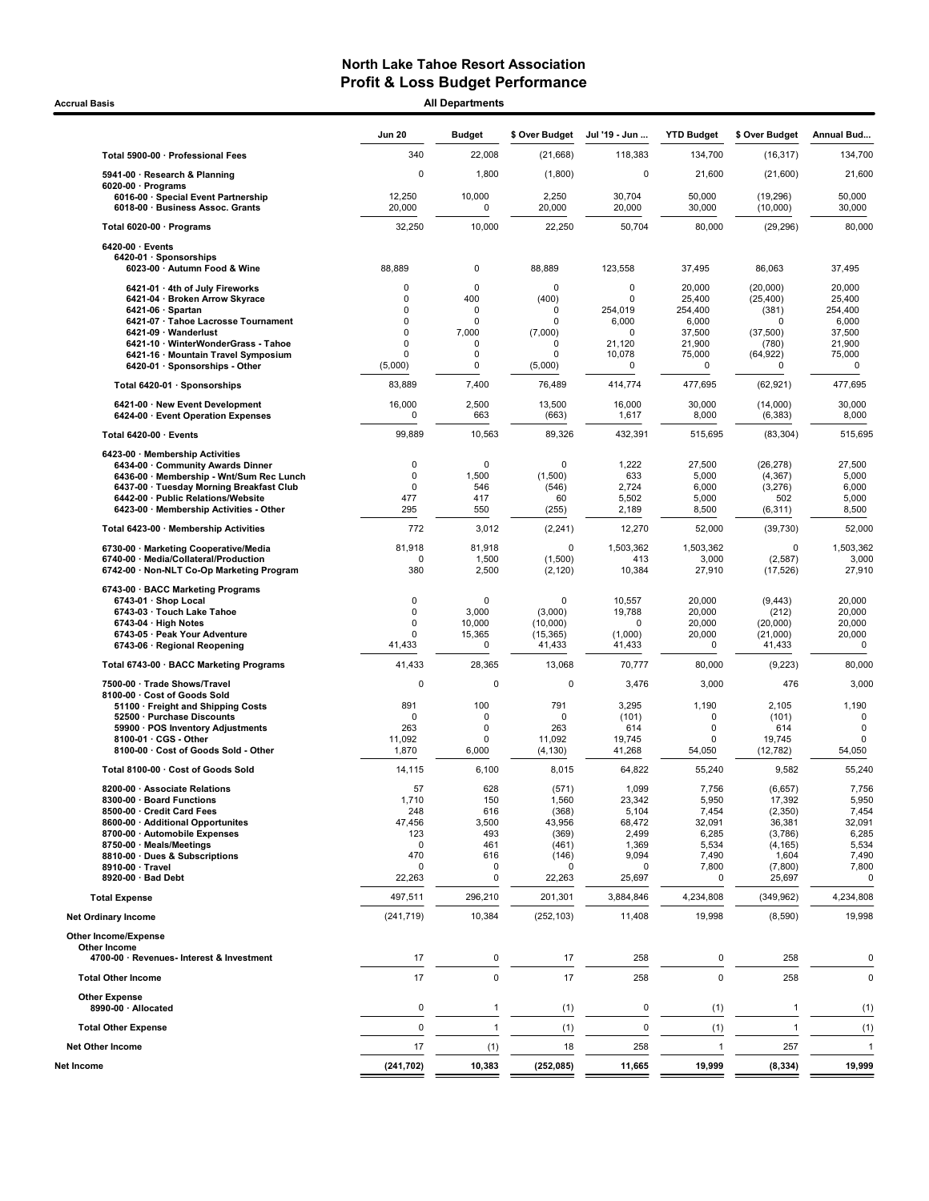# North Lake Tahoe Resort Association
## Profit & Loss Budget Performance

**Accrual Basis** — **All Departments**

| | Jun 20 | Budget | $ Over Budget | Jul '19 - Jun ... | YTD Budget | $ Over Budget | Annual Bud... |
|---|---|---|---|---|---|---|---|
| Total 5900-00 · Professional Fees | 340 | 22,008 | (21,668) | 118,383 | 134,700 | (16,317) | 134,700 |
| 5941-00 · Research & Planning | 0 | 1,800 | (1,800) | 0 | 21,600 | (21,600) | 21,600 |
| 6020-00 · Programs | | | | | | | |
| 6016-00 · Special Event Partnership | 12,250 | 10,000 | 2,250 | 30,704 | 50,000 | (19,296) | 50,000 |
| 6018-00 · Business Assoc. Grants | 20,000 | 0 | 20,000 | 20,000 | 30,000 | (10,000) | 30,000 |
| Total 6020-00 · Programs | 32,250 | 10,000 | 22,250 | 50,704 | 80,000 | (29,296) | 80,000 |
| 6420-00 · Events | | | | | | | |
| 6420-01 · Sponsorships | | | | | | | |
| 6023-00 · Autumn Food & Wine | 88,889 | 0 | 88,889 | 123,558 | 37,495 | 86,063 | 37,495 |
| 6421-01 · 4th of July Fireworks | 0 | 0 | 0 | 0 | 20,000 | (20,000) | 20,000 |
| 6421-04 · Broken Arrow Skyrace | 0 | 400 | (400) | 0 | 25,400 | (25,400) | 25,400 |
| 6421-06 · Spartan | 0 | 0 | 0 | 254,019 | 254,400 | (381) | 254,400 |
| 6421-07 · Tahoe Lacrosse Tournament | 0 | 0 | 0 | 6,000 | 6,000 | 0 | 6,000 |
| 6421-09 · Wanderlust | 0 | 7,000 | (7,000) | 0 | 37,500 | (37,500) | 37,500 |
| 6421-10 · WinterWonderGrass - Tahoe | 0 | 0 | 0 | 21,120 | 21,900 | (780) | 21,900 |
| 6421-16 · Mountain Travel Symposium | 0 | 0 | 0 | 10,078 | 75,000 | (64,922) | 75,000 |
| 6420-01 · Sponsorships - Other | (5,000) | 0 | (5,000) | 0 | 0 | 0 | 0 |
| Total 6420-01 · Sponsorships | 83,889 | 7,400 | 76,489 | 414,774 | 477,695 | (62,921) | 477,695 |
| 6421-00 · New Event Development | 16,000 | 2,500 | 13,500 | 16,000 | 30,000 | (14,000) | 30,000 |
| 6424-00 · Event Operation Expenses | 0 | 663 | (663) | 1,617 | 8,000 | (6,383) | 8,000 |
| Total 6420-00 · Events | 99,889 | 10,563 | 89,326 | 432,391 | 515,695 | (83,304) | 515,695 |
| 6423-00 · Membership Activities | | | | | | | |
| 6434-00 · Community Awards Dinner | 0 | 0 | 0 | 1,222 | 27,500 | (26,278) | 27,500 |
| 6436-00 · Membership - Wnt/Sum Rec Lunch | 0 | 1,500 | (1,500) | 633 | 5,000 | (4,367) | 5,000 |
| 6437-00 · Tuesday Morning Breakfast Club | 0 | 546 | (546) | 2,724 | 6,000 | (3,276) | 6,000 |
| 6442-00 · Public Relations/Website | 477 | 417 | 60 | 5,502 | 5,000 | 502 | 5,000 |
| 6423-00 · Membership Activities - Other | 295 | 550 | (255) | 2,189 | 8,500 | (6,311) | 8,500 |
| Total 6423-00 · Membership Activities | 772 | 3,012 | (2,241) | 12,270 | 52,000 | (39,730) | 52,000 |
| 6730-00 · Marketing Cooperative/Media | 81,918 | 81,918 | 0 | 1,503,362 | 1,503,362 | 0 | 1,503,362 |
| 6740-00 · Media/Collateral/Production | 0 | 1,500 | (1,500) | 413 | 3,000 | (2,587) | 3,000 |
| 6742-00 · Non-NLT Co-Op Marketing Program | 380 | 2,500 | (2,120) | 10,384 | 27,910 | (17,526) | 27,910 |
| 6743-00 · BACC Marketing Programs | | | | | | | |
| 6743-01 · Shop Local | 0 | 0 | 0 | 10,557 | 20,000 | (9,443) | 20,000 |
| 6743-03 · Touch Lake Tahoe | 0 | 3,000 | (3,000) | 19,788 | 20,000 | (212) | 20,000 |
| 6743-04 · High Notes | 0 | 10,000 | (10,000) | 0 | 20,000 | (20,000) | 20,000 |
| 6743-05 · Peak Your Adventure | 0 | 15,365 | (15,365) | (1,000) | 20,000 | (21,000) | 20,000 |
| 6743-06 · Regional Reopening | 41,433 | 0 | 41,433 | 41,433 | 0 | 41,433 | 0 |
| Total 6743-00 · BACC Marketing Programs | 41,433 | 28,365 | 13,068 | 70,777 | 80,000 | (9,223) | 80,000 |
| 7500-00 · Trade Shows/Travel | 0 | 0 | 0 | 3,476 | 3,000 | 476 | 3,000 |
| 8100-00 · Cost of Goods Sold | | | | | | | |
| 51100 · Freight and Shipping Costs | 891 | 100 | 791 | 3,295 | 1,190 | 2,105 | 1,190 |
| 52500 · Purchase Discounts | 0 | 0 | 0 | (101) | 0 | (101) | 0 |
| 59900 · POS Inventory Adjustments | 263 | 0 | 263 | 614 | 0 | 614 | 0 |
| 8100-01 · CGS - Other | 11,092 | 0 | 11,092 | 19,745 | 0 | 19,745 | 0 |
| 8100-00 · Cost of Goods Sold - Other | 1,870 | 6,000 | (4,130) | 41,268 | 54,050 | (12,782) | 54,050 |
| Total 8100-00 · Cost of Goods Sold | 14,115 | 6,100 | 8,015 | 64,822 | 55,240 | 9,582 | 55,240 |
| 8200-00 · Associate Relations | 57 | 628 | (571) | 1,099 | 7,756 | (6,657) | 7,756 |
| 8300-00 · Board Functions | 1,710 | 150 | 1,560 | 23,342 | 5,950 | 17,392 | 5,950 |
| 8500-00 · Credit Card Fees | 248 | 616 | (368) | 5,104 | 7,454 | (2,350) | 7,454 |
| 8600-00 · Additional Opportunites | 47,456 | 3,500 | 43,956 | 68,472 | 32,091 | 36,381 | 32,091 |
| 8700-00 · Automobile Expenses | 123 | 493 | (369) | 2,499 | 6,285 | (3,786) | 6,285 |
| 8750-00 · Meals/Meetings | 0 | 461 | (461) | 1,369 | 5,534 | (4,165) | 5,534 |
| 8810-00 · Dues & Subscriptions | 470 | 616 | (146) | 9,094 | 7,490 | 1,604 | 7,490 |
| 8910-00 · Travel | 0 | 0 | 0 | 0 | 7,800 | (7,800) | 7,800 |
| 8920-00 · Bad Debt | 22,263 | 0 | 22,263 | 25,697 | 0 | 25,697 | 0 |
| Total Expense | 497,511 | 296,210 | 201,301 | 3,884,846 | 4,234,808 | (349,962) | 4,234,808 |
| Net Ordinary Income | (241,719) | 10,384 | (252,103) | 11,408 | 19,998 | (8,590) | 19,998 |
| Other Income/Expense | | | | | | | |
| Other Income | | | | | | | |
| 4700-00 · Revenues- Interest & Investment | 17 | 0 | 17 | 258 | 0 | 258 | 0 |
| Total Other Income | 17 | 0 | 17 | 258 | 0 | 258 | 0 |
| Other Expense | | | | | | | |
| 8990-00 · Allocated | 0 | 1 | (1) | 0 | (1) | 1 | (1) |
| Total Other Expense | 0 | 1 | (1) | 0 | (1) | 1 | (1) |
| Net Other Income | 17 | (1) | 18 | 258 | 1 | 257 | 1 |
| **Net Income** | **(241,702)** | **10,383** | **(252,085)** | **11,665** | **19,999** | **(8,334)** | **19,999** |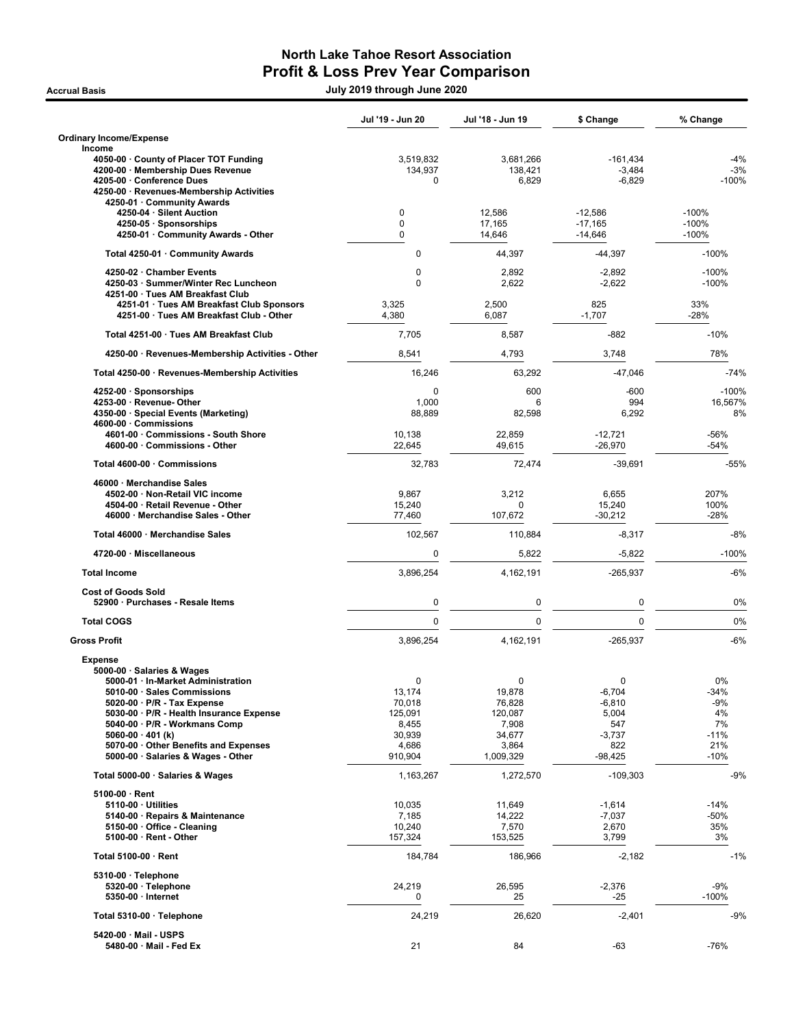# North Lake Tahoe Resort Association
## Profit & Loss Prev Year Comparison

**Accrual Basis** — **July 2019 through June 2020**

| | Jul '19 - Jun 20 | Jul '18 - Jun 19 | $ Change | % Change |
|---|---|---|---|---|
| **Ordinary Income/Expense** | | | | |
| **Income** | | | | |
| 4050-00 · County of Placer TOT Funding | 3,519,832 | 3,681,266 | -161,434 | -4% |
| 4200-00 · Membership Dues Revenue | 134,937 | 138,421 | -3,484 | -3% |
| 4205-00 · Conference Dues | 0 | 6,829 | -6,829 | -100% |
| 4250-00 · Revenues-Membership Activities | | | | |
| 4250-01 · Community Awards | | | | |
| 4250-04 · Silent Auction | 0 | 12,586 | -12,586 | -100% |
| 4250-05 · Sponsorships | 0 | 17,165 | -17,165 | -100% |
| 4250-01 · Community Awards - Other | 0 | 14,646 | -14,646 | -100% |
| Total 4250-01 · Community Awards | 0 | 44,397 | -44,397 | -100% |
| 4250-02 · Chamber Events | 0 | 2,892 | -2,892 | -100% |
| 4250-03 · Summer/Winter Rec Luncheon | 0 | 2,622 | -2,622 | -100% |
| 4251-00 · Tues AM Breakfast Club | | | | |
| 4251-01 · Tues AM Breakfast Club Sponsors | 3,325 | 2,500 | 825 | 33% |
| 4251-00 · Tues AM Breakfast Club - Other | 4,380 | 6,087 | -1,707 | -28% |
| Total 4251-00 · Tues AM Breakfast Club | 7,705 | 8,587 | -882 | -10% |
| 4250-00 · Revenues-Membership Activities - Other | 8,541 | 4,793 | 3,748 | 78% |
| Total 4250-00 · Revenues-Membership Activities | 16,246 | 63,292 | -47,046 | -74% |
| 4252-00 · Sponsorships | 0 | 600 | -600 | -100% |
| 4253-00 · Revenue- Other | 1,000 | 6 | 994 | 16,567% |
| 4350-00 · Special Events (Marketing) | 88,889 | 82,598 | 6,292 | 8% |
| 4600-00 · Commissions | | | | |
| 4601-00 · Commissions - South Shore | 10,138 | 22,859 | -12,721 | -56% |
| 4600-00 · Commissions - Other | 22,645 | 49,615 | -26,970 | -54% |
| Total 4600-00 · Commissions | 32,783 | 72,474 | -39,691 | -55% |
| 46000 · Merchandise Sales | | | | |
| 4502-00 · Non-Retail VIC income | 9,867 | 3,212 | 6,655 | 207% |
| 4504-00 · Retail Revenue - Other | 15,240 | 0 | 15,240 | 100% |
| 46000 · Merchandise Sales - Other | 77,460 | 107,672 | -30,212 | -28% |
| Total 46000 · Merchandise Sales | 102,567 | 110,884 | -8,317 | -8% |
| 4720-00 · Miscellaneous | 0 | 5,822 | -5,822 | -100% |
| **Total Income** | 3,896,254 | 4,162,191 | -265,937 | -6% |
| **Cost of Goods Sold** | | | | |
| 52900 · Purchases - Resale Items | 0 | 0 | 0 | 0% |
| **Total COGS** | 0 | 0 | 0 | 0% |
| **Gross Profit** | 3,896,254 | 4,162,191 | -265,937 | -6% |
| **Expense** | | | | |
| 5000-00 · Salaries & Wages | | | | |
| 5000-01 · In-Market Administration | 0 | 0 | 0 | 0% |
| 5010-00 · Sales Commissions | 13,174 | 19,878 | -6,704 | -34% |
| 5020-00 · P/R - Tax Expense | 70,018 | 76,828 | -6,810 | -9% |
| 5030-00 · P/R - Health Insurance Expense | 125,091 | 120,087 | 5,004 | 4% |
| 5040-00 · P/R - Workmans Comp | 8,455 | 7,908 | 547 | 7% |
| 5060-00 · 401 (k) | 30,939 | 34,677 | -3,737 | -11% |
| 5070-00 · Other Benefits and Expenses | 4,686 | 3,864 | 822 | 21% |
| 5000-00 · Salaries & Wages - Other | 910,904 | 1,009,329 | -98,425 | -10% |
| Total 5000-00 · Salaries & Wages | 1,163,267 | 1,272,570 | -109,303 | -9% |
| 5100-00 · Rent | | | | |
| 5110-00 · Utilities | 10,035 | 11,649 | -1,614 | -14% |
| 5140-00 · Repairs & Maintenance | 7,185 | 14,222 | -7,037 | -50% |
| 5150-00 · Office - Cleaning | 10,240 | 7,570 | 2,670 | 35% |
| 5100-00 · Rent - Other | 157,324 | 153,525 | 3,799 | 3% |
| Total 5100-00 · Rent | 184,784 | 186,966 | -2,182 | -1% |
| 5310-00 · Telephone | | | | |
| 5320-00 · Telephone | 24,219 | 26,595 | -2,376 | -9% |
| 5350-00 · Internet | 0 | 25 | -25 | -100% |
| Total 5310-00 · Telephone | 24,219 | 26,620 | -2,401 | -9% |
| 5420-00 · Mail - USPS | | | | |
| 5480-00 · Mail - Fed Ex | 21 | 84 | -63 | -76% |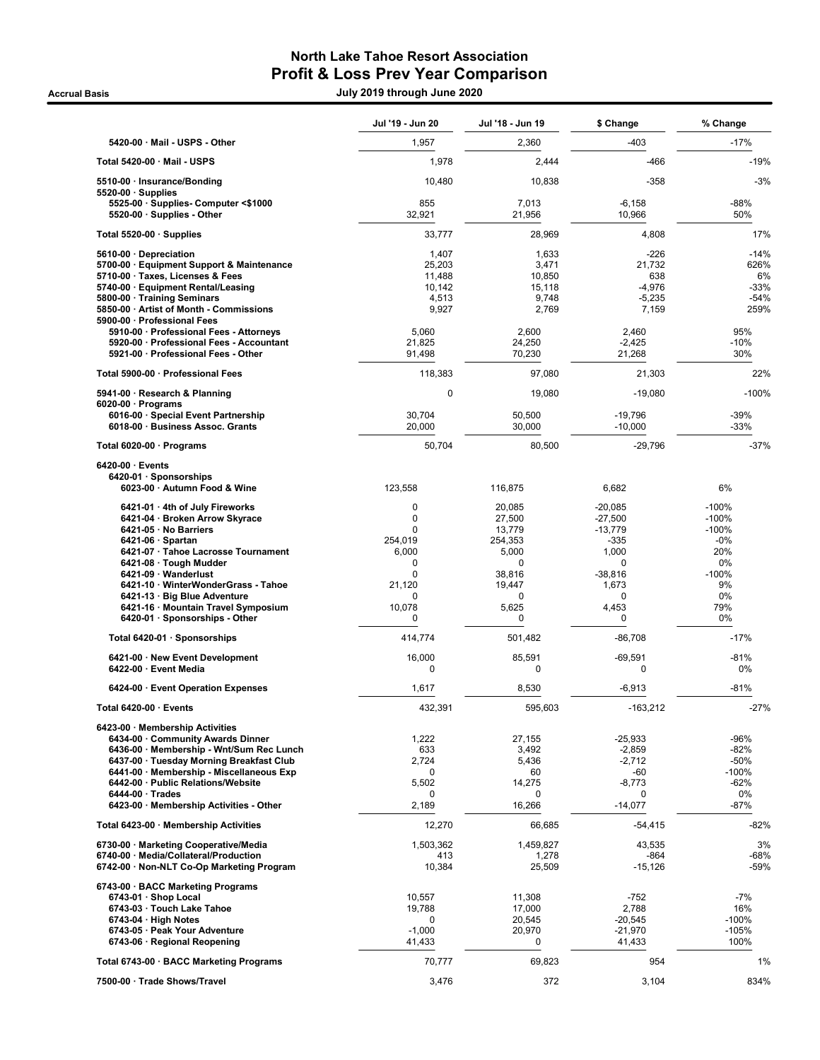# North Lake Tahoe Resort Association
## Profit & Loss Prev Year Comparison

**Accrual Basis** — July 2019 through June 2020

| | Jul '19 - Jun 20 | Jul '18 - Jun 19 | $ Change | % Change |
|---|---|---|---|---|
| 5420-00 · Mail - USPS - Other | 1,957 | 2,360 | -403 | -17% |
| **Total 5420-00 · Mail - USPS** | 1,978 | 2,444 | -466 | -19% |
| 5510-00 · Insurance/Bonding | 10,480 | 10,838 | -358 | -3% |
| 5520-00 · Supplies | | | | |
| 5525-00 · Supplies- Computer <$1000 | 855 | 7,013 | -6,158 | -88% |
| 5520-00 · Supplies - Other | 32,921 | 21,956 | 10,966 | 50% |
| **Total 5520-00 · Supplies** | 33,777 | 28,969 | 4,808 | 17% |
| 5610-00 · Depreciation | 1,407 | 1,633 | -226 | -14% |
| 5700-00 · Equipment Support & Maintenance | 25,203 | 3,471 | 21,732 | 626% |
| 5710-00 · Taxes, Licenses & Fees | 11,488 | 10,850 | 638 | 6% |
| 5740-00 · Equipment Rental/Leasing | 10,142 | 15,118 | -4,976 | -33% |
| 5800-00 · Training Seminars | 4,513 | 9,748 | -5,235 | -54% |
| 5850-00 · Artist of Month - Commissions | 9,927 | 2,769 | 7,159 | 259% |
| 5900-00 · Professional Fees | | | | |
| 5910-00 · Professional Fees - Attorneys | 5,060 | 2,600 | 2,460 | 95% |
| 5920-00 · Professional Fees - Accountant | 21,825 | 24,250 | -2,425 | -10% |
| 5921-00 · Professional Fees - Other | 91,498 | 70,230 | 21,268 | 30% |
| **Total 5900-00 · Professional Fees** | 118,383 | 97,080 | 21,303 | 22% |
| 5941-00 · Research & Planning | 0 | 19,080 | -19,080 | -100% |
| 6020-00 · Programs | | | | |
| 6016-00 · Special Event Partnership | 30,704 | 50,500 | -19,796 | -39% |
| 6018-00 · Business Assoc. Grants | 20,000 | 30,000 | -10,000 | -33% |
| **Total 6020-00 · Programs** | 50,704 | 80,500 | -29,796 | -37% |
| 6420-00 · Events | | | | |
| 6420-01 · Sponsorships | | | | |
| 6023-00 · Autumn Food & Wine | 123,558 | 116,875 | 6,682 | 6% |
| 6421-01 · 4th of July Fireworks | 0 | 20,085 | -20,085 | -100% |
| 6421-04 · Broken Arrow Skyrace | 0 | 27,500 | -27,500 | -100% |
| 6421-05 · No Barriers | 0 | 13,779 | -13,779 | -100% |
| 6421-06 · Spartan | 254,019 | 254,353 | -335 | -0% |
| 6421-07 · Tahoe Lacrosse Tournament | 6,000 | 5,000 | 1,000 | 20% |
| 6421-08 · Tough Mudder | 0 | 0 | 0 | 0% |
| 6421-09 · Wanderlust | 0 | 38,816 | -38,816 | -100% |
| 6421-10 · WinterWonderGrass - Tahoe | 21,120 | 19,447 | 1,673 | 9% |
| 6421-13 · Big Blue Adventure | 0 | 0 | 0 | 0% |
| 6421-16 · Mountain Travel Symposium | 10,078 | 5,625 | 4,453 | 79% |
| 6420-01 · Sponsorships - Other | 0 | 0 | 0 | 0% |
| **Total 6420-01 · Sponsorships** | 414,774 | 501,482 | -86,708 | -17% |
| 6421-00 · New Event Development | 16,000 | 85,591 | -69,591 | -81% |
| 6422-00 · Event Media | 0 | 0 | 0 | 0% |
| 6424-00 · Event Operation Expenses | 1,617 | 8,530 | -6,913 | -81% |
| **Total 6420-00 · Events** | 432,391 | 595,603 | -163,212 | -27% |
| 6423-00 · Membership Activities | | | | |
| 6434-00 · Community Awards Dinner | 1,222 | 27,155 | -25,933 | -96% |
| 6436-00 · Membership - Wnt/Sum Rec Lunch | 633 | 3,492 | -2,859 | -82% |
| 6437-00 · Tuesday Morning Breakfast Club | 2,724 | 5,436 | -2,712 | -50% |
| 6441-00 · Membership - Miscellaneous Exp | 0 | 60 | -60 | -100% |
| 6442-00 · Public Relations/Website | 5,502 | 14,275 | -8,773 | -62% |
| 6444-00 · Trades | 0 | 0 | 0 | 0% |
| 6423-00 · Membership Activities - Other | 2,189 | 16,266 | -14,077 | -87% |
| **Total 6423-00 · Membership Activities** | 12,270 | 66,685 | -54,415 | -82% |
| 6730-00 · Marketing Cooperative/Media | 1,503,362 | 1,459,827 | 43,535 | 3% |
| 6740-00 · Media/Collateral/Production | 413 | 1,278 | -864 | -68% |
| 6742-00 · Non-NLT Co-Op Marketing Program | 10,384 | 25,509 | -15,126 | -59% |
| 6743-00 · BACC Marketing Programs | | | | |
| 6743-01 · Shop Local | 10,557 | 11,308 | -752 | -7% |
| 6743-03 · Touch Lake Tahoe | 19,788 | 17,000 | 2,788 | 16% |
| 6743-04 · High Notes | 0 | 20,545 | -20,545 | -100% |
| 6743-05 · Peak Your Adventure | -1,000 | 20,970 | -21,970 | -105% |
| 6743-06 · Regional Reopening | 41,433 | 0 | 41,433 | 100% |
| **Total 6743-00 · BACC Marketing Programs** | 70,777 | 69,823 | 954 | 1% |
| 7500-00 · Trade Shows/Travel | 3,476 | 372 | 3,104 | 834% |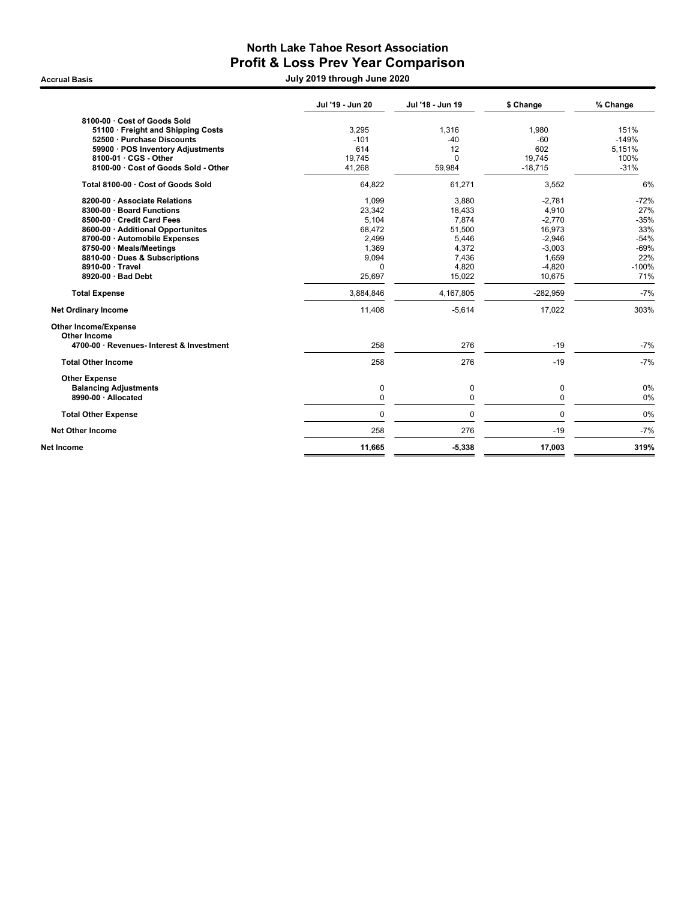# North Lake Tahoe Resort Association

## Profit & Loss Prev Year Comparison

**Accrual Basis** — **July 2019 through June 2020**

| | Jul '19 - Jun 20 | Jul '18 - Jun 19 | $ Change | % Change |
|---|---|---|---|---|
| **8100-00 · Cost of Goods Sold** | | | | |
| **51100 · Freight and Shipping Costs** | 3,295 | 1,316 | 1,980 | 151% |
| **52500 · Purchase Discounts** | -101 | -40 | -60 | -149% |
| **59900 · POS Inventory Adjustments** | 614 | 12 | 602 | 5,151% |
| **8100-01 · CGS - Other** | 19,745 | 0 | 19,745 | 100% |
| **8100-00 · Cost of Goods Sold - Other** | 41,268 | 59,984 | -18,715 | -31% |
| **Total 8100-00 · Cost of Goods Sold** | 64,822 | 61,271 | 3,552 | 6% |
| **8200-00 · Associate Relations** | 1,099 | 3,880 | -2,781 | -72% |
| **8300-00 · Board Functions** | 23,342 | 18,433 | 4,910 | 27% |
| **8500-00 · Credit Card Fees** | 5,104 | 7,874 | -2,770 | -35% |
| **8600-00 · Additional Opportunites** | 68,472 | 51,500 | 16,973 | 33% |
| **8700-00 · Automobile Expenses** | 2,499 | 5,446 | -2,946 | -54% |
| **8750-00 · Meals/Meetings** | 1,369 | 4,372 | -3,003 | -69% |
| **8810-00 · Dues & Subscriptions** | 9,094 | 7,436 | 1,659 | 22% |
| **8910-00 · Travel** | 0 | 4,820 | -4,820 | -100% |
| **8920-00 · Bad Debt** | 25,697 | 15,022 | 10,675 | 71% |
| **Total Expense** | 3,884,846 | 4,167,805 | -282,959 | -7% |
| **Net Ordinary Income** | 11,408 | -5,614 | 17,022 | 303% |
| **Other Income/Expense** | | | | |
| **Other Income** | | | | |
| **4700-00 · Revenues- Interest & Investment** | 258 | 276 | -19 | -7% |
| **Total Other Income** | 258 | 276 | -19 | -7% |
| **Other Expense** | | | | |
| **Balancing Adjustments** | 0 | 0 | 0 | 0% |
| **8990-00 · Allocated** | 0 | 0 | 0 | 0% |
| **Total Other Expense** | 0 | 0 | 0 | 0% |
| **Net Other Income** | 258 | 276 | -19 | -7% |
| **Net Income** | **11,665** | **-5,338** | **17,003** | **319%** |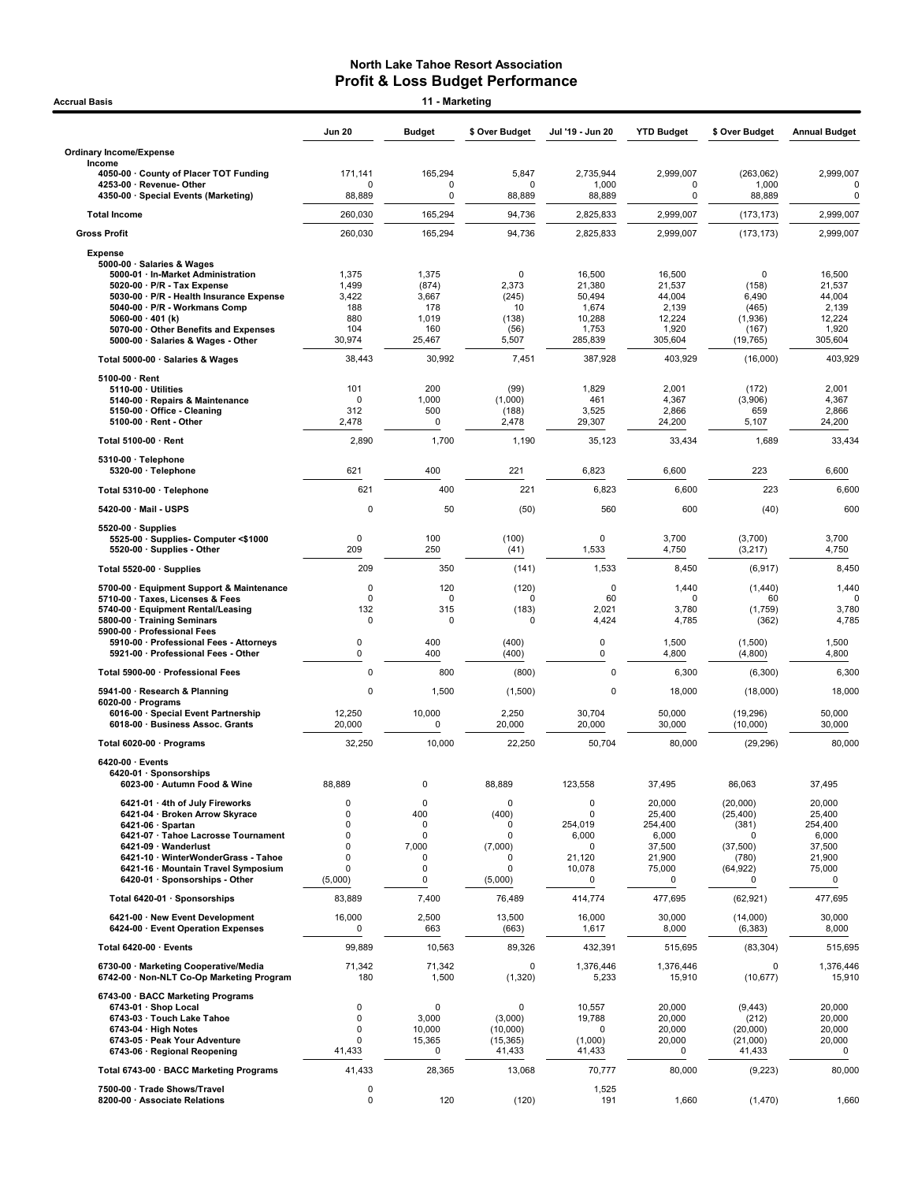# North Lake Tahoe Resort Association
## Profit & Loss Budget Performance

**Accrual Basis** — **11 - Marketing**

| | Jun 20 | Budget | $ Over Budget | Jul '19 - Jun 20 | YTD Budget | $ Over Budget | Annual Budget |
|---|---|---|---|---|---|---|---|
| **Ordinary Income/Expense** | | | | | | | |
| Income | | | | | | | |
| 4050-00 · County of Placer TOT Funding | 171,141 | 165,294 | 5,847 | 2,735,944 | 2,999,007 | (263,062) | 2,999,007 |
| 4253-00 · Revenue- Other | 0 | 0 | 0 | 1,000 | 0 | 1,000 | 0 |
| 4350-00 · Special Events (Marketing) | 88,889 | 0 | 88,889 | 88,889 | 0 | 88,889 | 0 |
| **Total Income** | 260,030 | 165,294 | 94,736 | 2,825,833 | 2,999,007 | (173,173) | 2,999,007 |
| **Gross Profit** | 260,030 | 165,294 | 94,736 | 2,825,833 | 2,999,007 | (173,173) | 2,999,007 |
| **Expense** | | | | | | | |
| 5000-00 · Salaries & Wages | | | | | | | |
| 5000-01 · In-Market Administration | 1,375 | 1,375 | 0 | 16,500 | 16,500 | 0 | 16,500 |
| 5020-00 · P/R - Tax Expense | 1,499 | (874) | 2,373 | 21,380 | 21,537 | (158) | 21,537 |
| 5030-00 · P/R - Health Insurance Expense | 3,422 | 3,667 | (245) | 50,494 | 44,004 | 6,490 | 44,004 |
| 5040-00 · P/R - Workmans Comp | 188 | 178 | 10 | 1,674 | 2,139 | (465) | 2,139 |
| 5060-00 · 401 (k) | 880 | 1,019 | (138) | 10,288 | 12,224 | (1,936) | 12,224 |
| 5070-00 · Other Benefits and Expenses | 104 | 160 | (56) | 1,753 | 1,920 | (167) | 1,920 |
| 5000-00 · Salaries & Wages - Other | 30,974 | 25,467 | 5,507 | 285,839 | 305,604 | (19,765) | 305,604 |
| **Total 5000-00 · Salaries & Wages** | 38,443 | 30,992 | 7,451 | 387,928 | 403,929 | (16,000) | 403,929 |
| 5100-00 · Rent | | | | | | | |
| 5110-00 · Utilities | 101 | 200 | (99) | 1,829 | 2,001 | (172) | 2,001 |
| 5140-00 · Repairs & Maintenance | 0 | 1,000 | (1,000) | 461 | 4,367 | (3,906) | 4,367 |
| 5150-00 · Office - Cleaning | 312 | 500 | (188) | 3,525 | 2,866 | 659 | 2,866 |
| 5100-00 · Rent - Other | 2,478 | 0 | 2,478 | 29,307 | 24,200 | 5,107 | 24,200 |
| **Total 5100-00 · Rent** | 2,890 | 1,700 | 1,190 | 35,123 | 33,434 | 1,689 | 33,434 |
| 5310-00 · Telephone | | | | | | | |
| 5320-00 · Telephone | 621 | 400 | 221 | 6,823 | 6,600 | 223 | 6,600 |
| **Total 5310-00 · Telephone** | 621 | 400 | 221 | 6,823 | 6,600 | 223 | 6,600 |
| 5420-00 · Mail - USPS | 0 | 50 | (50) | 560 | 600 | (40) | 600 |
| 5520-00 · Supplies | | | | | | | |
| 5525-00 · Supplies- Computer <$1000 | 0 | 100 | (100) | 0 | 3,700 | (3,700) | 3,700 |
| 5520-00 · Supplies - Other | 209 | 250 | (41) | 1,533 | 4,750 | (3,217) | 4,750 |
| **Total 5520-00 · Supplies** | 209 | 350 | (141) | 1,533 | 8,450 | (6,917) | 8,450 |
| 5700-00 · Equipment Support & Maintenance | 0 | 120 | (120) | 0 | 1,440 | (1,440) | 1,440 |
| 5710-00 · Taxes, Licenses & Fees | 0 | 0 | 0 | 60 | 0 | 60 | 0 |
| 5740-00 · Equipment Rental/Leasing | 132 | 315 | (183) | 2,021 | 3,780 | (1,759) | 3,780 |
| 5800-00 · Training Seminars | 0 | 0 | 0 | 4,424 | 4,785 | (362) | 4,785 |
| 5900-00 · Professional Fees | | | | | | | |
| 5910-00 · Professional Fees - Attorneys | 0 | 400 | (400) | 0 | 1,500 | (1,500) | 1,500 |
| 5921-00 · Professional Fees - Other | 0 | 400 | (400) | 0 | 4,800 | (4,800) | 4,800 |
| **Total 5900-00 · Professional Fees** | 0 | 800 | (800) | 0 | 6,300 | (6,300) | 6,300 |
| 5941-00 · Research & Planning | 0 | 1,500 | (1,500) | 0 | 18,000 | (18,000) | 18,000 |
| 6020-00 · Programs | | | | | | | |
| 6016-00 · Special Event Partnership | 12,250 | 10,000 | 2,250 | 30,704 | 50,000 | (19,296) | 50,000 |
| 6018-00 · Business Assoc. Grants | 20,000 | 0 | 20,000 | 20,000 | 30,000 | (10,000) | 30,000 |
| **Total 6020-00 · Programs** | 32,250 | 10,000 | 22,250 | 50,704 | 80,000 | (29,296) | 80,000 |
| 6420-00 · Events | | | | | | | |
| 6420-01 · Sponsorships | | | | | | | |
| 6023-00 · Autumn Food & Wine | 88,889 | 0 | 88,889 | 123,558 | 37,495 | 86,063 | 37,495 |
| 6421-01 · 4th of July Fireworks | 0 | 0 | 0 | 0 | 20,000 | (20,000) | 20,000 |
| 6421-04 · Broken Arrow Skyrace | 0 | 400 | (400) | 0 | 25,400 | (25,400) | 25,400 |
| 6421-06 · Spartan | 0 | 0 | 0 | 254,019 | 254,400 | (381) | 254,400 |
| 6421-07 · Tahoe Lacrosse Tournament | 0 | 0 | 0 | 6,000 | 6,000 | 0 | 6,000 |
| 6421-09 · Wanderlust | 0 | 7,000 | (7,000) | 0 | 37,500 | (37,500) | 37,500 |
| 6421-10 · WinterWonderGrass - Tahoe | 0 | 0 | 0 | 21,120 | 21,900 | (780) | 21,900 |
| 6421-16 · Mountain Travel Symposium | 0 | 0 | 0 | 10,078 | 75,000 | (64,922) | 75,000 |
| 6420-01 · Sponsorships - Other | (5,000) | 0 | (5,000) | 0 | 0 | 0 | 0 |
| **Total 6420-01 · Sponsorships** | 83,889 | 7,400 | 76,489 | 414,774 | 477,695 | (62,921) | 477,695 |
| 6421-00 · New Event Development | 16,000 | 2,500 | 13,500 | 16,000 | 30,000 | (14,000) | 30,000 |
| 6424-00 · Event Operation Expenses | 0 | 663 | (663) | 1,617 | 8,000 | (6,383) | 8,000 |
| **Total 6420-00 · Events** | 99,889 | 10,563 | 89,326 | 432,391 | 515,695 | (83,304) | 515,695 |
| 6730-00 · Marketing Cooperative/Media | 71,342 | 71,342 | 0 | 1,376,446 | 1,376,446 | 0 | 1,376,446 |
| 6742-00 · Non-NLT Co-Op Marketing Program | 180 | 1,500 | (1,320) | 5,233 | 15,910 | (10,677) | 15,910 |
| 6743-00 · BACC Marketing Programs | | | | | | | |
| 6743-01 · Shop Local | 0 | 0 | 0 | 10,557 | 20,000 | (9,443) | 20,000 |
| 6743-03 · Touch Lake Tahoe | 0 | 3,000 | (3,000) | 19,788 | 20,000 | (212) | 20,000 |
| 6743-04 · High Notes | 0 | 10,000 | (10,000) | 0 | 20,000 | (20,000) | 20,000 |
| 6743-05 · Peak Your Adventure | 0 | 15,365 | (15,365) | (1,000) | 20,000 | (21,000) | 20,000 |
| 6743-06 · Regional Reopening | 41,433 | 0 | 41,433 | 41,433 | 0 | 41,433 | 0 |
| **Total 6743-00 · BACC Marketing Programs** | 41,433 | 28,365 | 13,068 | 70,777 | 80,000 | (9,223) | 80,000 |
| 7500-00 · Trade Shows/Travel | 0 | | | 1,525 | | | |
| 8200-00 · Associate Relations | 0 | 120 | (120) | 191 | 1,660 | (1,470) | 1,660 |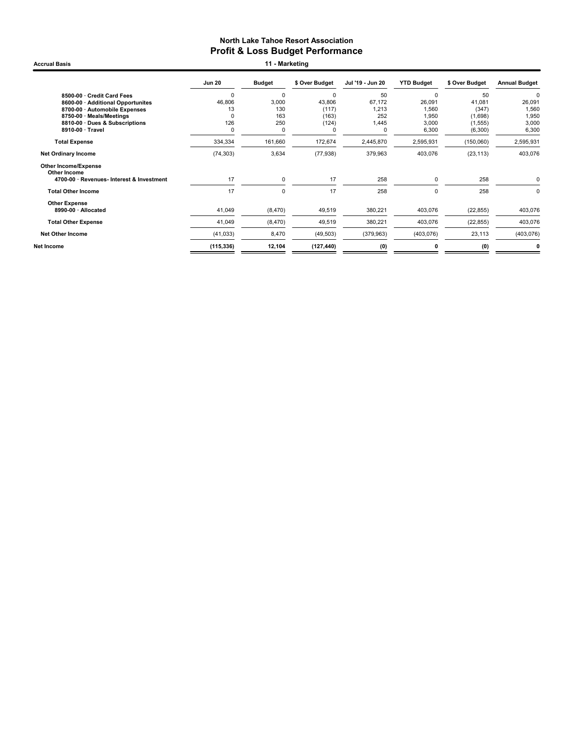# North Lake Tahoe Resort Association
## Profit & Loss Budget Performance

**Accrual Basis** — **11 - Marketing**

| | Jun 20 | Budget | $ Over Budget | Jul '19 - Jun 20 | YTD Budget | $ Over Budget | Annual Budget |
|---|---|---|---|---|---|---|---|
| 8500-00 · Credit Card Fees | 0 | 0 | 0 | 50 | 0 | 50 | 0 |
| 8600-00 · Additional Opportunites | 46,806 | 3,000 | 43,806 | 67,172 | 26,091 | 41,081 | 26,091 |
| 8700-00 · Automobile Expenses | 13 | 130 | (117) | 1,213 | 1,560 | (347) | 1,560 |
| 8750-00 · Meals/Meetings | 0 | 163 | (163) | 252 | 1,950 | (1,698) | 1,950 |
| 8810-00 · Dues & Subscriptions | 126 | 250 | (124) | 1,445 | 3,000 | (1,555) | 3,000 |
| 8910-00 · Travel | 0 | 0 | 0 | 0 | 6,300 | (6,300) | 6,300 |
| **Total Expense** | 334,334 | 161,660 | 172,674 | 2,445,870 | 2,595,931 | (150,060) | 2,595,931 |
| **Net Ordinary Income** | (74,303) | 3,634 | (77,938) | 379,963 | 403,076 | (23,113) | 403,076 |
| **Other Income/Expense** | | | | | | | |
| **Other Income** | | | | | | | |
| 4700-00 · Revenues- Interest & Investment | 17 | 0 | 17 | 258 | 0 | 258 | 0 |
| **Total Other Income** | 17 | 0 | 17 | 258 | 0 | 258 | 0 |
| **Other Expense** | | | | | | | |
| 8990-00 · Allocated | 41,049 | (8,470) | 49,519 | 380,221 | 403,076 | (22,855) | 403,076 |
| **Total Other Expense** | 41,049 | (8,470) | 49,519 | 380,221 | 403,076 | (22,855) | 403,076 |
| **Net Other Income** | (41,033) | 8,470 | (49,503) | (379,963) | (403,076) | 23,113 | (403,076) |
| **Net Income** | **(115,336)** | **12,104** | **(127,440)** | **(0)** | **0** | **(0)** | **0** |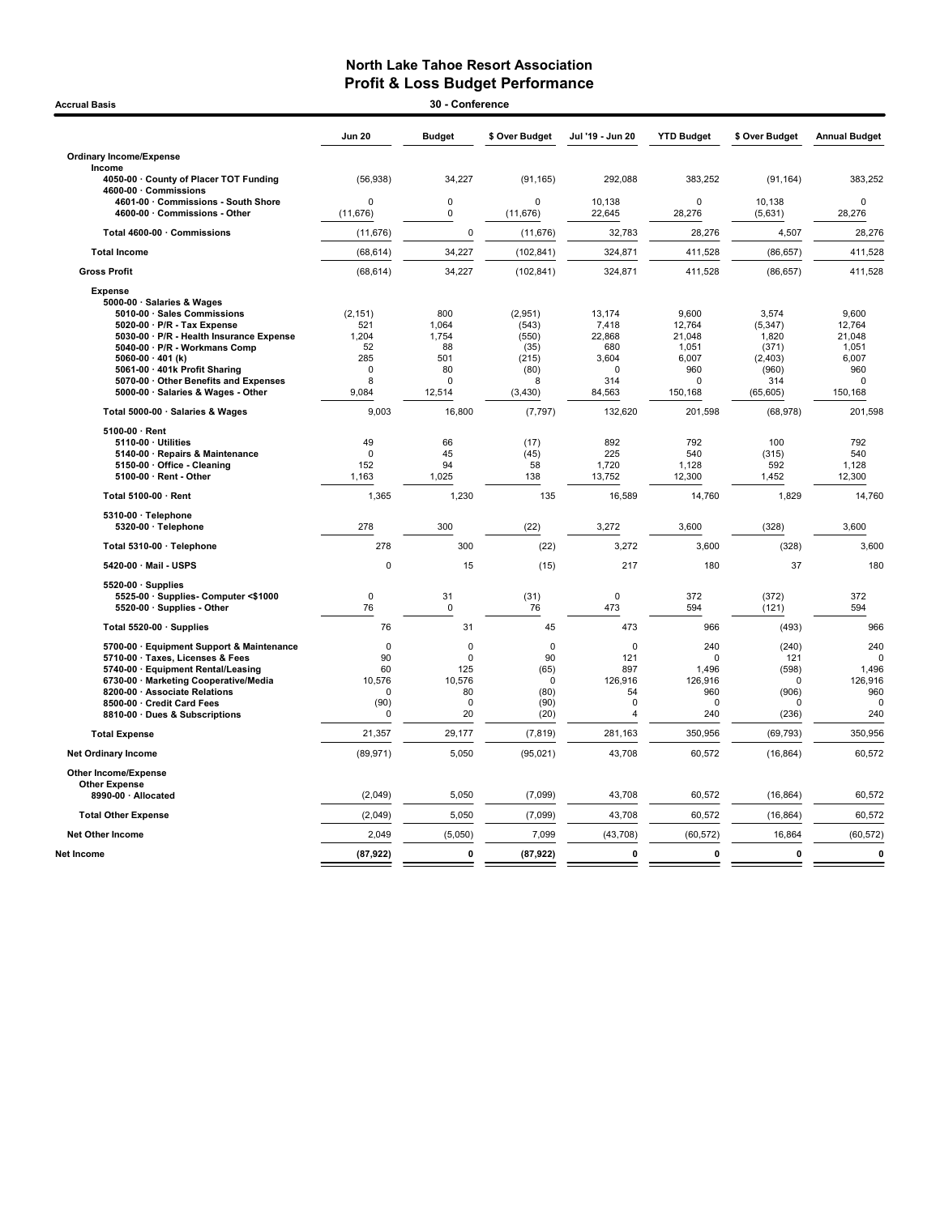# North Lake Tahoe Resort Association
## Profit & Loss Budget Performance

**Accrual Basis** — **30 - Conference**

| | Jun 20 | Budget | $ Over Budget | Jul '19 - Jun 20 | YTD Budget | $ Over Budget | Annual Budget |
|---|---|---|---|---|---|---|---|
| **Ordinary Income/Expense** | | | | | | | |
| **Income** | | | | | | | |
| 4050-00 · County of Placer TOT Funding | (56,938) | 34,227 | (91,165) | 292,088 | 383,252 | (91,164) | 383,252 |
| 4600-00 · Commissions | | | | | | | |
| 4601-00 · Commissions - South Shore | 0 | 0 | 0 | 10,138 | 0 | 10,138 | 0 |
| 4600-00 · Commissions - Other | (11,676) | 0 | (11,676) | 22,645 | 28,276 | (5,631) | 28,276 |
| Total 4600-00 · Commissions | (11,676) | 0 | (11,676) | 32,783 | 28,276 | 4,507 | 28,276 |
| **Total Income** | (68,614) | 34,227 | (102,841) | 324,871 | 411,528 | (86,657) | 411,528 |
| **Gross Profit** | (68,614) | 34,227 | (102,841) | 324,871 | 411,528 | (86,657) | 411,528 |
| **Expense** | | | | | | | |
| 5000-00 · Salaries & Wages | | | | | | | |
| 5010-00 · Sales Commissions | (2,151) | 800 | (2,951) | 13,174 | 9,600 | 3,574 | 9,600 |
| 5020-00 · P/R - Tax Expense | 521 | 1,064 | (543) | 7,418 | 12,764 | (5,347) | 12,764 |
| 5030-00 · P/R - Health Insurance Expense | 1,204 | 1,754 | (550) | 22,868 | 21,048 | 1,820 | 21,048 |
| 5040-00 · P/R - Workmans Comp | 52 | 88 | (35) | 680 | 1,051 | (371) | 1,051 |
| 5060-00 · 401 (k) | 285 | 501 | (215) | 3,604 | 6,007 | (2,403) | 6,007 |
| 5061-00 · 401k Profit Sharing | 0 | 80 | (80) | 0 | 960 | (960) | 960 |
| 5070-00 · Other Benefits and Expenses | 8 | 0 | 8 | 314 | 0 | 314 | 0 |
| 5000-00 · Salaries & Wages - Other | 9,084 | 12,514 | (3,430) | 84,563 | 150,168 | (65,605) | 150,168 |
| Total 5000-00 · Salaries & Wages | 9,003 | 16,800 | (7,797) | 132,620 | 201,598 | (68,978) | 201,598 |
| 5100-00 · Rent | | | | | | | |
| 5110-00 · Utilities | 49 | 66 | (17) | 892 | 792 | 100 | 792 |
| 5140-00 · Repairs & Maintenance | 0 | 45 | (45) | 225 | 540 | (315) | 540 |
| 5150-00 · Office - Cleaning | 152 | 94 | 58 | 1,720 | 1,128 | 592 | 1,128 |
| 5100-00 · Rent - Other | 1,163 | 1,025 | 138 | 13,752 | 12,300 | 1,452 | 12,300 |
| Total 5100-00 · Rent | 1,365 | 1,230 | 135 | 16,589 | 14,760 | 1,829 | 14,760 |
| 5310-00 · Telephone | | | | | | | |
| 5320-00 · Telephone | 278 | 300 | (22) | 3,272 | 3,600 | (328) | 3,600 |
| Total 5310-00 · Telephone | 278 | 300 | (22) | 3,272 | 3,600 | (328) | 3,600 |
| 5420-00 · Mail - USPS | 0 | 15 | (15) | 217 | 180 | 37 | 180 |
| 5520-00 · Supplies | | | | | | | |
| 5525-00 · Supplies- Computer <$1000 | 0 | 31 | (31) | 0 | 372 | (372) | 372 |
| 5520-00 · Supplies - Other | 76 | 0 | 76 | 473 | 594 | (121) | 594 |
| Total 5520-00 · Supplies | 76 | 31 | 45 | 473 | 966 | (493) | 966 |
| 5700-00 · Equipment Support & Maintenance | 0 | 0 | 0 | 0 | 240 | (240) | 240 |
| 5710-00 · Taxes, Licenses & Fees | 90 | 0 | 90 | 121 | 0 | 121 | 0 |
| 5740-00 · Equipment Rental/Leasing | 60 | 125 | (65) | 897 | 1,496 | (598) | 1,496 |
| 6730-00 · Marketing Cooperative/Media | 10,576 | 10,576 | 0 | 126,916 | 126,916 | 0 | 126,916 |
| 8200-00 · Associate Relations | 0 | 80 | (80) | 54 | 960 | (906) | 960 |
| 8500-00 · Credit Card Fees | (90) | 0 | (90) | 0 | 0 | 0 | 0 |
| 8810-00 · Dues & Subscriptions | 0 | 20 | (20) | 4 | 240 | (236) | 240 |
| **Total Expense** | 21,357 | 29,177 | (7,819) | 281,163 | 350,956 | (69,793) | 350,956 |
| **Net Ordinary Income** | (89,971) | 5,050 | (95,021) | 43,708 | 60,572 | (16,864) | 60,572 |
| **Other Income/Expense** | | | | | | | |
| **Other Expense** | | | | | | | |
| 8990-00 · Allocated | (2,049) | 5,050 | (7,099) | 43,708 | 60,572 | (16,864) | 60,572 |
| **Total Other Expense** | (2,049) | 5,050 | (7,099) | 43,708 | 60,572 | (16,864) | 60,572 |
| **Net Other Income** | 2,049 | (5,050) | 7,099 | (43,708) | (60,572) | 16,864 | (60,572) |
| **Net Income** | **(87,922)** | **0** | **(87,922)** | **0** | **0** | **0** | **0** |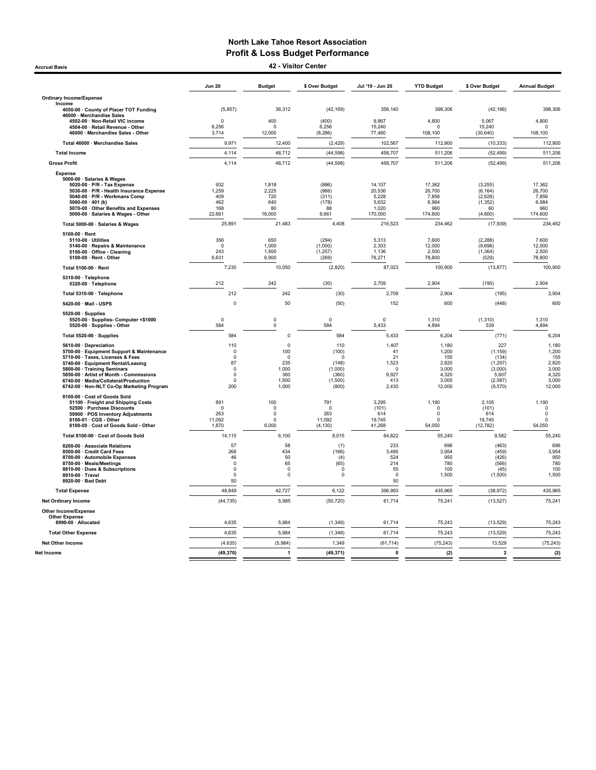# North Lake Tahoe Resort Association
## Profit & Loss Budget Performance
### 42 - Visitor Center

Accrual Basis

| | Jun 20 | Budget | $ Over Budget | Jul '19 - Jun 20 | YTD Budget | $ Over Budget | Annual Budget |
|---|---|---|---|---|---|---|---|
| **Ordinary Income/Expense** | | | | | | | |
| **Income** | | | | | | | |
| 4050-00 · County of Placer TOT Funding | (5,857) | 36,312 | (42,169) | 356,140 | 398,306 | (42,166) | 398,306 |
| 46000 · Merchandise Sales | | | | | | | |
| 4502-00 · Non-Retail VIC income | 0 | 400 | (400) | 9,867 | 4,800 | 5,067 | 4,800 |
| 4504-00 · Retail Revenue - Other | 6,256 | 0 | 6,256 | 15,240 | 0 | 15,240 | 0 |
| 46000 · Merchandise Sales - Other | 3,714 | 12,000 | (8,286) | 77,460 | 108,100 | (30,640) | 108,100 |
| **Total 46000 · Merchandise Sales** | 9,971 | 12,400 | (2,429) | 102,567 | 112,900 | (10,333) | 112,900 |
| **Total Income** | 4,114 | 48,712 | (44,598) | 458,707 | 511,206 | (52,499) | 511,206 |
| **Gross Profit** | 4,114 | 48,712 | (44,598) | 458,707 | 511,206 | (52,499) | 511,206 |
| **Expense** | | | | | | | |
| 5000-00 · Salaries & Wages | | | | | | | |
| 5020-00 · P/R - Tax Expense | 932 | 1,818 | (886) | 14,107 | 17,362 | (3,255) | 17,362 |
| 5030-00 · P/R - Health Insurance Expense | 1,259 | 2,225 | (966) | 20,536 | 26,700 | (6,164) | 26,700 |
| 5040-00 · P/R - Workmans Comp | 409 | 720 | (311) | 5,228 | 7,856 | (2,628) | 7,856 |
| 5060-00 · 401 (k) | 462 | 640 | (178) | 5,632 | 6,984 | (1,352) | 6,984 |
| 5070-00 · Other Benefits and Expenses | 168 | 80 | 88 | 1,020 | 960 | 60 | 960 |
| 5000-00 · Salaries & Wages - Other | 22,661 | 16,000 | 6,661 | 170,000 | 174,600 | (4,600) | 174,600 |
| **Total 5000-00 · Salaries & Wages** | 25,891 | 21,483 | 4,408 | 216,523 | 234,462 | (17,939) | 234,462 |
| 5100-00 · Rent | | | | | | | |
| 5110-00 · Utilities | 356 | 650 | (294) | 5,313 | 7,600 | (2,288) | 7,600 |
| 5140-00 · Repairs & Maintenance | 0 | 1,000 | (1,000) | 2,303 | 12,000 | (9,698) | 12,000 |
| 5150-00 · Office - Cleaning | 243 | 1,500 | (1,257) | 1,136 | 2,500 | (1,364) | 2,500 |
| 5100-00 · Rent - Other | 6,631 | 6,900 | (269) | 78,271 | 78,800 | (529) | 78,800 |
| **Total 5100-00 · Rent** | 7,230 | 10,050 | (2,820) | 87,023 | 100,900 | (13,877) | 100,900 |
| 5310-00 · Telephone | | | | | | | |
| 5320-00 · Telephone | 212 | 242 | (30) | 2,709 | 2,904 | (195) | 2,904 |
| **Total 5310-00 · Telephone** | 212 | 242 | (30) | 2,709 | 2,904 | (195) | 2,904 |
| 5420-00 · Mail - USPS | 0 | 50 | (50) | 152 | 600 | (448) | 600 |
| 5520-00 · Supplies | | | | | | | |
| 5525-00 · Supplies- Computer <$1000 | 0 | 0 | 0 | 0 | 1,310 | (1,310) | 1,310 |
| 5520-00 · Supplies - Other | 584 | 0 | 584 | 5,433 | 4,894 | 539 | 4,894 |
| **Total 5520-00 · Supplies** | 584 | 0 | 584 | 5,433 | 6,204 | (771) | 6,204 |
| 5610-00 · Depreciation | 110 | 0 | 110 | 1,407 | 1,180 | 227 | 1,180 |
| 5700-00 · Equipment Support & Maintenance | 0 | 100 | (100) | 41 | 1,200 | (1,159) | 1,200 |
| 5710-00 · Taxes, Licenses & Fees | 0 | 0 | 0 | 21 | 155 | (134) | 155 |
| 5740-00 · Equipment Rental/Leasing | 87 | 235 | (148) | 1,523 | 2,820 | (1,297) | 2,820 |
| 5800-00 · Training Seminars | 0 | 1,000 | (1,000) | 0 | 3,000 | (3,000) | 3,000 |
| 5850-00 · Artist of Month - Commissions | 0 | 360 | (360) | 9,927 | 4,320 | 5,607 | 4,320 |
| 6740-00 · Media/Collateral/Production | 0 | 1,500 | (1,500) | 413 | 3,000 | (2,587) | 3,000 |
| 6742-00 · Non-NLT Co-Op Marketing Program | 200 | 1,000 | (800) | 2,430 | 12,000 | (9,570) | 12,000 |
| 8100-00 · Cost of Goods Sold | | | | | | | |
| 51100 · Freight and Shipping Costs | 891 | 100 | 791 | 3,295 | 1,190 | 2,105 | 1,190 |
| 52500 · Purchase Discounts | 0 | 0 | 0 | (101) | 0 | (101) | 0 |
| 59900 · POS Inventory Adjustments | 263 | 0 | 263 | 614 | 0 | 614 | 0 |
| 8100-01 · CGS - Other | 11,092 | 0 | 11,092 | 19,745 | 0 | 19,745 | 0 |
| 8100-00 · Cost of Goods Sold - Other | 1,870 | 6,000 | (4,130) | 41,268 | 54,050 | (12,782) | 54,050 |
| **Total 8100-00 · Cost of Goods Sold** | 14,115 | 6,100 | 8,015 | 64,822 | 55,240 | 9,582 | 55,240 |
| 8200-00 · Associate Relations | 57 | 58 | (1) | 233 | 696 | (463) | 696 |
| 8500-00 · Credit Card Fees | 268 | 434 | (166) | 3,495 | 3,954 | (459) | 3,954 |
| 8700-00 · Automobile Expenses | 46 | 50 | (4) | 524 | 950 | (426) | 950 |
| 8750-00 · Meals/Meetings | 0 | 65 | (65) | 214 | 780 | (566) | 780 |
| 8810-00 · Dues & Subscriptions | 0 | 0 | 0 | 55 | 100 | (45) | 100 |
| 8910-00 · Travel | 0 | 0 | 0 | 0 | 1,500 | (1,500) | 1,500 |
| 8920-00 · Bad Debt | 50 | | | 50 | | | |
| **Total Expense** | 48,849 | 42,727 | 6,122 | 396,993 | 435,965 | (38,972) | 435,965 |
| **Net Ordinary Income** | (44,735) | 5,985 | (50,720) | 61,714 | 75,241 | (13,527) | 75,241 |
| **Other Income/Expense** | | | | | | | |
| **Other Expense** | | | | | | | |
| 8990-00 · Allocated | 4,635 | 5,984 | (1,349) | 61,714 | 75,243 | (13,529) | 75,243 |
| **Total Other Expense** | 4,635 | 5,984 | (1,349) | 61,714 | 75,243 | (13,529) | 75,243 |
| **Net Other Income** | (4,635) | (5,984) | 1,349 | (61,714) | (75,243) | 13,529 | (75,243) |
| **Net Income** | **(49,370)** | **1** | **(49,371)** | **0** | **(2)** | **2** | **(2)** |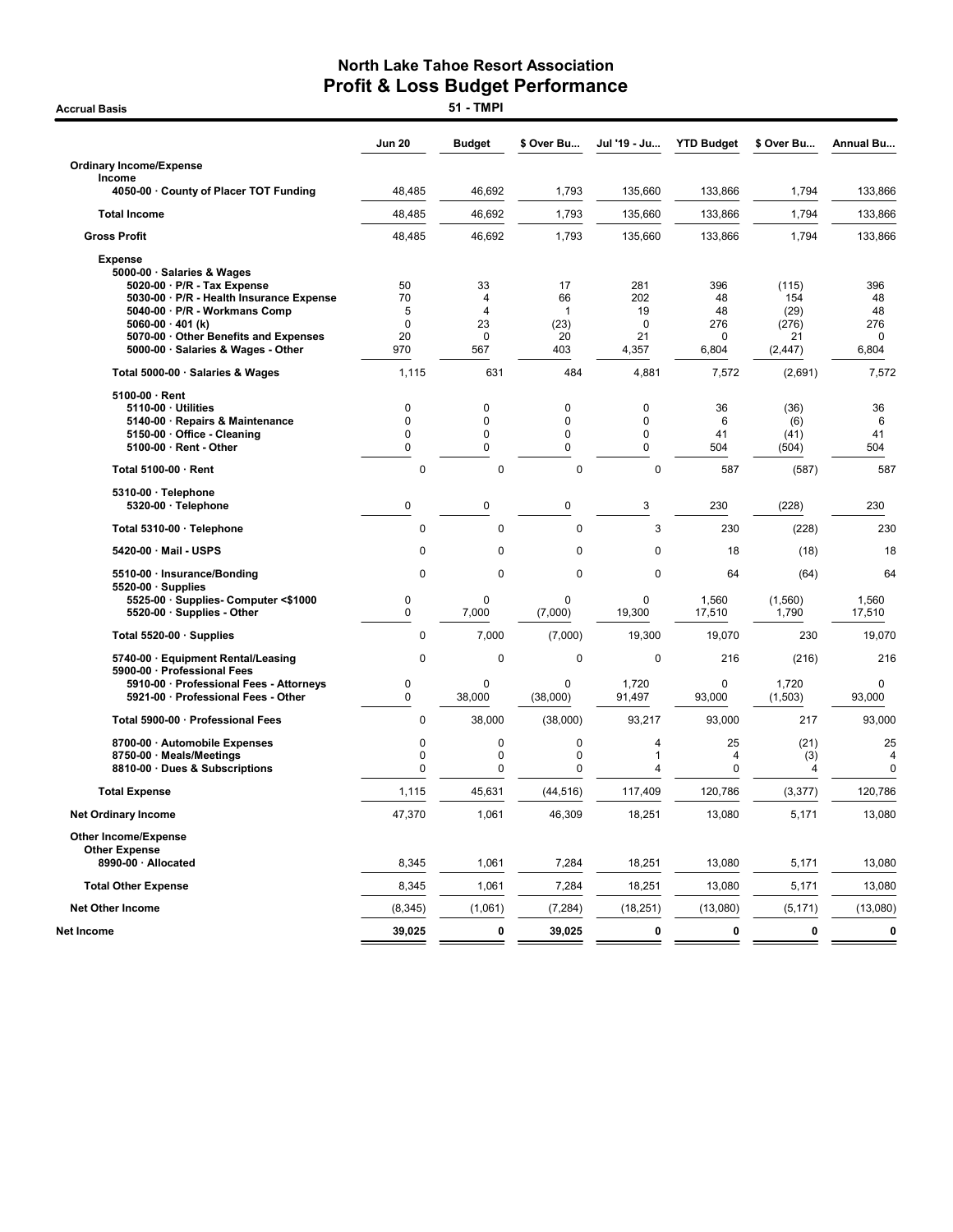# North Lake Tahoe Resort Association
## Profit & Loss Budget Performance

**Accrual Basis** — **51 - TMPI**

| | Jun 20 | Budget | $ Over Bu... | Jul '19 - Ju... | YTD Budget | $ Over Bu... | Annual Bu... |
|---|---|---|---|---|---|---|---|
| **Ordinary Income/Expense** | | | | | | | |
| **Income** | | | | | | | |
| 4050-00 · County of Placer TOT Funding | 48,485 | 46,692 | 1,793 | 135,660 | 133,866 | 1,794 | 133,866 |
| **Total Income** | 48,485 | 46,692 | 1,793 | 135,660 | 133,866 | 1,794 | 133,866 |
| **Gross Profit** | 48,485 | 46,692 | 1,793 | 135,660 | 133,866 | 1,794 | 133,866 |
| **Expense** | | | | | | | |
| 5000-00 · Salaries & Wages | | | | | | | |
| 5020-00 · P/R - Tax Expense | 50 | 33 | 17 | 281 | 396 | (115) | 396 |
| 5030-00 · P/R - Health Insurance Expense | 70 | 4 | 66 | 202 | 48 | 154 | 48 |
| 5040-00 · P/R - Workmans Comp | 5 | 4 | 1 | 19 | 48 | (29) | 48 |
| 5060-00 · 401 (k) | 0 | 23 | (23) | 0 | 276 | (276) | 276 |
| 5070-00 · Other Benefits and Expenses | 20 | 0 | 20 | 21 | 0 | 21 | 0 |
| 5000-00 · Salaries & Wages - Other | 970 | 567 | 403 | 4,357 | 6,804 | (2,447) | 6,804 |
| **Total 5000-00 · Salaries & Wages** | 1,115 | 631 | 484 | 4,881 | 7,572 | (2,691) | 7,572 |
| 5100-00 · Rent | | | | | | | |
| 5110-00 · Utilities | 0 | 0 | 0 | 0 | 36 | (36) | 36 |
| 5140-00 · Repairs & Maintenance | 0 | 0 | 0 | 0 | 6 | (6) | 6 |
| 5150-00 · Office - Cleaning | 0 | 0 | 0 | 0 | 41 | (41) | 41 |
| 5100-00 · Rent - Other | 0 | 0 | 0 | 0 | 504 | (504) | 504 |
| **Total 5100-00 · Rent** | 0 | 0 | 0 | 0 | 587 | (587) | 587 |
| 5310-00 · Telephone | | | | | | | |
| 5320-00 · Telephone | 0 | 0 | 0 | 3 | 230 | (228) | 230 |
| **Total 5310-00 · Telephone** | 0 | 0 | 0 | 3 | 230 | (228) | 230 |
| 5420-00 · Mail - USPS | 0 | 0 | 0 | 0 | 18 | (18) | 18 |
| 5510-00 · Insurance/Bonding | 0 | 0 | 0 | 0 | 64 | (64) | 64 |
| 5520-00 · Supplies | | | | | | | |
| 5525-00 · Supplies- Computer <$1000 | 0 | 0 | 0 | 0 | 1,560 | (1,560) | 1,560 |
| 5520-00 · Supplies - Other | 0 | 7,000 | (7,000) | 19,300 | 17,510 | 1,790 | 17,510 |
| **Total 5520-00 · Supplies** | 0 | 7,000 | (7,000) | 19,300 | 19,070 | 230 | 19,070 |
| 5740-00 · Equipment Rental/Leasing | 0 | 0 | 0 | 0 | 216 | (216) | 216 |
| 5900-00 · Professional Fees | | | | | | | |
| 5910-00 · Professional Fees - Attorneys | 0 | 0 | 0 | 1,720 | 0 | 1,720 | 0 |
| 5921-00 · Professional Fees - Other | 0 | 38,000 | (38,000) | 91,497 | 93,000 | (1,503) | 93,000 |
| **Total 5900-00 · Professional Fees** | 0 | 38,000 | (38,000) | 93,217 | 93,000 | 217 | 93,000 |
| 8700-00 · Automobile Expenses | 0 | 0 | 0 | 4 | 25 | (21) | 25 |
| 8750-00 · Meals/Meetings | 0 | 0 | 0 | 1 | 4 | (3) | 4 |
| 8810-00 · Dues & Subscriptions | 0 | 0 | 0 | 4 | 0 | 4 | 0 |
| **Total Expense** | 1,115 | 45,631 | (44,516) | 117,409 | 120,786 | (3,377) | 120,786 |
| **Net Ordinary Income** | 47,370 | 1,061 | 46,309 | 18,251 | 13,080 | 5,171 | 13,080 |
| **Other Income/Expense** | | | | | | | |
| **Other Expense** | | | | | | | |
| 8990-00 · Allocated | 8,345 | 1,061 | 7,284 | 18,251 | 13,080 | 5,171 | 13,080 |
| **Total Other Expense** | 8,345 | 1,061 | 7,284 | 18,251 | 13,080 | 5,171 | 13,080 |
| **Net Other Income** | (8,345) | (1,061) | (7,284) | (18,251) | (13,080) | (5,171) | (13,080) |
| **Net Income** | **39,025** | **0** | **39,025** | **0** | **0** | **0** | **0** |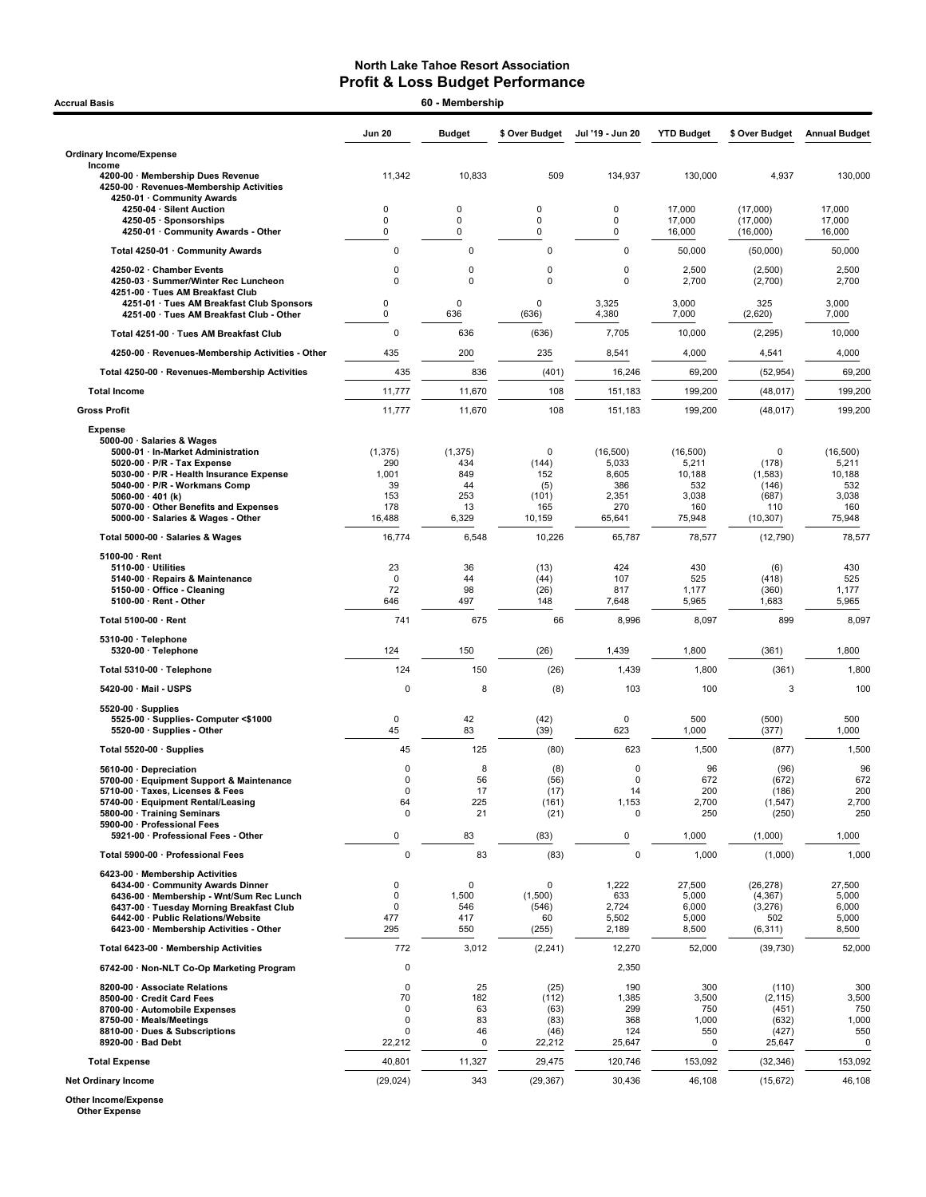# North Lake Tahoe Resort Association
## Profit & Loss Budget Performance

**Accrual Basis** — **60 - Membership**

| | Jun 20 | Budget | $ Over Budget | Jul '19 - Jun 20 | YTD Budget | $ Over Budget | Annual Budget |
|---|---|---|---|---|---|---|---|
| **Ordinary Income/Expense** | | | | | | | |
| Income | | | | | | | |
| 4200-00 · Membership Dues Revenue | 11,342 | 10,833 | 509 | 134,937 | 130,000 | 4,937 | 130,000 |
| 4250-00 · Revenues-Membership Activities | | | | | | | |
| 4250-01 · Community Awards | | | | | | | |
| 4250-04 · Silent Auction | 0 | 0 | 0 | 0 | 17,000 | (17,000) | 17,000 |
| 4250-05 · Sponsorships | 0 | 0 | 0 | 0 | 17,000 | (17,000) | 17,000 |
| 4250-01 · Community Awards - Other | 0 | 0 | 0 | 0 | 16,000 | (16,000) | 16,000 |
| Total 4250-01 · Community Awards | 0 | 0 | 0 | 0 | 50,000 | (50,000) | 50,000 |
| 4250-02 · Chamber Events | 0 | 0 | 0 | 0 | 2,500 | (2,500) | 2,500 |
| 4250-03 · Summer/Winter Rec Luncheon | 0 | 0 | 0 | 0 | 2,700 | (2,700) | 2,700 |
| 4251-00 · Tues AM Breakfast Club | | | | | | | |
| 4251-01 · Tues AM Breakfast Club Sponsors | 0 | 0 | 0 | 3,325 | 3,000 | 325 | 3,000 |
| 4251-00 · Tues AM Breakfast Club - Other | 0 | 636 | (636) | 4,380 | 7,000 | (2,620) | 7,000 |
| Total 4251-00 · Tues AM Breakfast Club | 0 | 636 | (636) | 7,705 | 10,000 | (2,295) | 10,000 |
| 4250-00 · Revenues-Membership Activities - Other | 435 | 200 | 235 | 8,541 | 4,000 | 4,541 | 4,000 |
| Total 4250-00 · Revenues-Membership Activities | 435 | 836 | (401) | 16,246 | 69,200 | (52,954) | 69,200 |
| **Total Income** | 11,777 | 11,670 | 108 | 151,183 | 199,200 | (48,017) | 199,200 |
| **Gross Profit** | 11,777 | 11,670 | 108 | 151,183 | 199,200 | (48,017) | 199,200 |
| Expense | | | | | | | |
| 5000-00 · Salaries & Wages | | | | | | | |
| 5000-01 · In-Market Administration | (1,375) | (1,375) | 0 | (16,500) | (16,500) | 0 | (16,500) |
| 5020-00 · P/R - Tax Expense | 290 | 434 | (144) | 5,033 | 5,211 | (178) | 5,211 |
| 5030-00 · P/R - Health Insurance Expense | 1,001 | 849 | 152 | 8,605 | 10,188 | (1,583) | 10,188 |
| 5040-00 · P/R - Workmans Comp | 39 | 44 | (5) | 386 | 532 | (146) | 532 |
| 5060-00 · 401 (k) | 153 | 253 | (101) | 2,351 | 3,038 | (687) | 3,038 |
| 5070-00 · Other Benefits and Expenses | 178 | 13 | 165 | 270 | 160 | 110 | 160 |
| 5000-00 · Salaries & Wages - Other | 16,488 | 6,329 | 10,159 | 65,641 | 75,948 | (10,307) | 75,948 |
| Total 5000-00 · Salaries & Wages | 16,774 | 6,548 | 10,226 | 65,787 | 78,577 | (12,790) | 78,577 |
| 5100-00 · Rent | | | | | | | |
| 5110-00 · Utilities | 23 | 36 | (13) | 424 | 430 | (6) | 430 |
| 5140-00 · Repairs & Maintenance | 0 | 44 | (44) | 107 | 525 | (418) | 525 |
| 5150-00 · Office - Cleaning | 72 | 98 | (26) | 817 | 1,177 | (360) | 1,177 |
| 5100-00 · Rent - Other | 646 | 497 | 148 | 7,648 | 5,965 | 1,683 | 5,965 |
| Total 5100-00 · Rent | 741 | 675 | 66 | 8,996 | 8,097 | 899 | 8,097 |
| 5310-00 · Telephone | | | | | | | |
| 5320-00 · Telephone | 124 | 150 | (26) | 1,439 | 1,800 | (361) | 1,800 |
| Total 5310-00 · Telephone | 124 | 150 | (26) | 1,439 | 1,800 | (361) | 1,800 |
| 5420-00 · Mail - USPS | 0 | 8 | (8) | 103 | 100 | 3 | 100 |
| 5520-00 · Supplies | | | | | | | |
| 5525-00 · Supplies- Computer <$1000 | 0 | 42 | (42) | 0 | 500 | (500) | 500 |
| 5520-00 · Supplies - Other | 45 | 83 | (39) | 623 | 1,000 | (377) | 1,000 |
| Total 5520-00 · Supplies | 45 | 125 | (80) | 623 | 1,500 | (877) | 1,500 |
| 5610-00 · Depreciation | 0 | 8 | (8) | 0 | 96 | (96) | 96 |
| 5700-00 · Equipment Support & Maintenance | 0 | 56 | (56) | 0 | 672 | (672) | 672 |
| 5710-00 · Taxes, Licenses & Fees | 0 | 17 | (17) | 14 | 200 | (186) | 200 |
| 5740-00 · Equipment Rental/Leasing | 64 | 225 | (161) | 1,153 | 2,700 | (1,547) | 2,700 |
| 5800-00 · Training Seminars | 0 | 21 | (21) | 0 | 250 | (250) | 250 |
| 5900-00 · Professional Fees | | | | | | | |
| 5921-00 · Professional Fees - Other | 0 | 83 | (83) | 0 | 1,000 | (1,000) | 1,000 |
| Total 5900-00 · Professional Fees | 0 | 83 | (83) | 0 | 1,000 | (1,000) | 1,000 |
| 6423-00 · Membership Activities | | | | | | | |
| 6434-00 · Community Awards Dinner | 0 | 0 | 0 | 1,222 | 27,500 | (26,278) | 27,500 |
| 6436-00 · Membership - Wnt/Sum Rec Lunch | 0 | 1,500 | (1,500) | 633 | 5,000 | (4,367) | 5,000 |
| 6437-00 · Tuesday Morning Breakfast Club | 0 | 546 | (546) | 2,724 | 6,000 | (3,276) | 6,000 |
| 6442-00 · Public Relations/Website | 477 | 417 | 60 | 5,502 | 5,000 | 502 | 5,000 |
| 6423-00 · Membership Activities - Other | 295 | 550 | (255) | 2,189 | 8,500 | (6,311) | 8,500 |
| Total 6423-00 · Membership Activities | 772 | 3,012 | (2,241) | 12,270 | 52,000 | (39,730) | 52,000 |
| 6742-00 · Non-NLT Co-Op Marketing Program | 0 | | | 2,350 | | | |
| 8200-00 · Associate Relations | 0 | 25 | (25) | 190 | 300 | (110) | 300 |
| 8500-00 · Credit Card Fees | 70 | 182 | (112) | 1,385 | 3,500 | (2,115) | 3,500 |
| 8700-00 · Automobile Expenses | 0 | 63 | (63) | 299 | 750 | (451) | 750 |
| 8750-00 · Meals/Meetings | 0 | 83 | (83) | 368 | 1,000 | (632) | 1,000 |
| 8810-00 · Dues & Subscriptions | 0 | 46 | (46) | 124 | 550 | (427) | 550 |
| 8920-00 · Bad Debt | 22,212 | 0 | 22,212 | 25,647 | 0 | 25,647 | 0 |
| **Total Expense** | 40,801 | 11,327 | 29,475 | 120,746 | 153,092 | (32,346) | 153,092 |
| **Net Ordinary Income** | (29,024) | 343 | (29,367) | 30,436 | 46,108 | (15,672) | 46,108 |
| **Other Income/Expense** | | | | | | | |
| Other Expense | | | | | | | |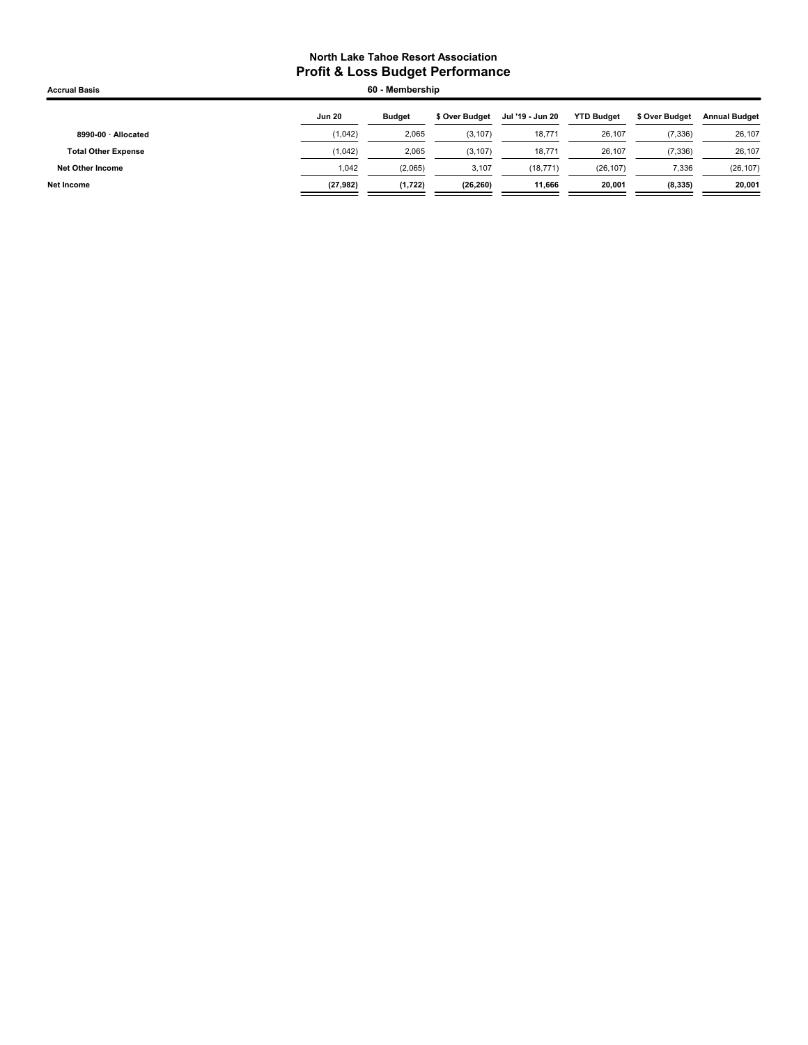# North Lake Tahoe Resort Association
## Profit & Loss Budget Performance

**Accrual Basis** — **60 - Membership**

| | Jun 20 | Budget | $ Over Budget | Jul '19 - Jun 20 | YTD Budget | $ Over Budget | Annual Budget |
|---|---|---|---|---|---|---|---|
| 8990-00 · Allocated | (1,042) | 2,065 | (3,107) | 18,771 | 26,107 | (7,336) | 26,107 |
| **Total Other Expense** | (1,042) | 2,065 | (3,107) | 18,771 | 26,107 | (7,336) | 26,107 |
| **Net Other Income** | 1,042 | (2,065) | 3,107 | (18,771) | (26,107) | 7,336 | (26,107) |
| **Net Income** | **(27,982)** | **(1,722)** | **(26,260)** | **11,666** | **20,001** | **(8,335)** | **20,001** |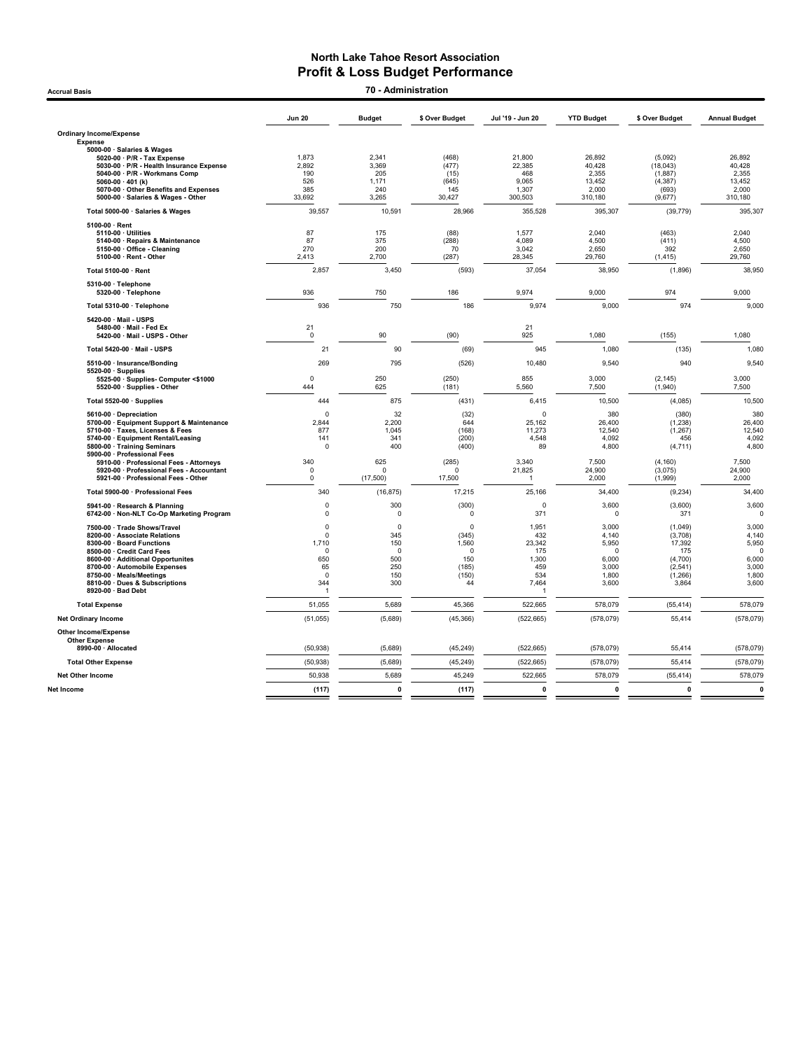# North Lake Tahoe Resort Association
## Profit & Loss Budget Performance

Accrual Basis

### 70 - Administration

| | Jun 20 | Budget | $ Over Budget | Jul '19 - Jun 20 | YTD Budget | $ Over Budget | Annual Budget |
|---|---|---|---|---|---|---|---|
| **Ordinary Income/Expense** | | | | | | | |
| **Expense** | | | | | | | |
| 5000-00 · Salaries & Wages | | | | | | | |
| 5020-00 · P/R - Tax Expense | 1,873 | 2,341 | (468) | 21,800 | 26,892 | (5,092) | 26,892 |
| 5030-00 · P/R - Health Insurance Expense | 2,892 | 3,369 | (477) | 22,385 | 40,428 | (18,043) | 40,428 |
| 5040-00 · P/R - Workmans Comp | 190 | 205 | (15) | 468 | 2,355 | (1,887) | 2,355 |
| 5060-00 · 401 (k) | 526 | 1,171 | (645) | 9,065 | 13,452 | (4,387) | 13,452 |
| 5070-00 · Other Benefits and Expenses | 385 | 240 | 145 | 1,307 | 2,000 | (693) | 2,000 |
| 5000-00 · Salaries & Wages - Other | 33,692 | 3,265 | 30,427 | 300,503 | 310,180 | (9,677) | 310,180 |
| Total 5000-00 · Salaries & Wages | 39,557 | 10,591 | 28,966 | 355,528 | 395,307 | (39,779) | 395,307 |
| 5100-00 · Rent | | | | | | | |
| 5110-00 · Utilities | 87 | 175 | (88) | 1,577 | 2,040 | (463) | 2,040 |
| 5140-00 · Repairs & Maintenance | 87 | 375 | (288) | 4,089 | 4,500 | (411) | 4,500 |
| 5150-00 · Office - Cleaning | 270 | 200 | 70 | 3,042 | 2,650 | 392 | 2,650 |
| 5100-00 · Rent - Other | 2,413 | 2,700 | (287) | 28,345 | 29,760 | (1,415) | 29,760 |
| Total 5100-00 · Rent | 2,857 | 3,450 | (593) | 37,054 | 38,950 | (1,896) | 38,950 |
| 5310-00 · Telephone | | | | | | | |
| 5320-00 · Telephone | 936 | 750 | 186 | 9,974 | 9,000 | 974 | 9,000 |
| Total 5310-00 · Telephone | 936 | 750 | 186 | 9,974 | 9,000 | 974 | 9,000 |
| 5420-00 · Mail - USPS | | | | | | | |
| 5480-00 · Mail - Fed Ex | 21 | | | 21 | | | |
| 5420-00 · Mail - USPS - Other | 0 | 90 | (90) | 925 | 1,080 | (155) | 1,080 |
| Total 5420-00 · Mail - USPS | 21 | 90 | (69) | 945 | 1,080 | (135) | 1,080 |
| 5510-00 · Insurance/Bonding | 269 | 795 | (526) | 10,480 | 9,540 | 940 | 9,540 |
| 5520-00 · Supplies | | | | | | | |
| 5525-00 · Supplies- Computer <$1000 | 0 | 250 | (250) | 855 | 3,000 | (2,145) | 3,000 |
| 5520-00 · Supplies - Other | 444 | 625 | (181) | 5,560 | 7,500 | (1,940) | 7,500 |
| Total 5520-00 · Supplies | 444 | 875 | (431) | 6,415 | 10,500 | (4,085) | 10,500 |
| 5610-00 · Depreciation | 0 | 32 | (32) | 0 | 380 | (380) | 380 |
| 5700-00 · Equipment Support & Maintenance | 2,844 | 2,200 | 644 | 25,162 | 26,400 | (1,238) | 26,400 |
| 5710-00 · Taxes, Licenses & Fees | 877 | 1,045 | (168) | 11,273 | 12,540 | (1,267) | 12,540 |
| 5740-00 · Equipment Rental/Leasing | 141 | 341 | (200) | 4,548 | 4,092 | 456 | 4,092 |
| 5800-00 · Training Seminars | 0 | 400 | (400) | 89 | 4,800 | (4,711) | 4,800 |
| 5900-00 · Professional Fees | | | | | | | |
| 5910-00 · Professional Fees - Attorneys | 340 | 625 | (285) | 3,340 | 7,500 | (4,160) | 7,500 |
| 5920-00 · Professional Fees - Accountant | 0 | 0 | 0 | 21,825 | 24,900 | (3,075) | 24,900 |
| 5921-00 · Professional Fees - Other | 0 | (17,500) | 17,500 | 1 | 2,000 | (1,999) | 2,000 |
| Total 5900-00 · Professional Fees | 340 | (16,875) | 17,215 | 25,166 | 34,400 | (9,234) | 34,400 |
| 5941-00 · Research & Planning | 0 | 300 | (300) | 0 | 3,600 | (3,600) | 3,600 |
| 6742-00 · Non-NLT Co-Op Marketing Program | 0 | 0 | 0 | 371 | 0 | 371 | 0 |
| 7500-00 · Trade Shows/Travel | 0 | 0 | 0 | 1,951 | 3,000 | (1,049) | 3,000 |
| 8200-00 · Associate Relations | 0 | 345 | (345) | 432 | 4,140 | (3,708) | 4,140 |
| 8300-00 · Board Functions | 1,710 | 150 | 1,560 | 23,342 | 5,950 | 17,392 | 5,950 |
| 8500-00 · Credit Card Fees | 0 | 0 | 0 | 175 | 0 | 175 | 0 |
| 8600-00 · Additional Opportunites | 650 | 500 | 150 | 1,300 | 6,000 | (4,700) | 6,000 |
| 8700-00 · Automobile Expenses | 65 | 250 | (185) | 459 | 3,000 | (2,541) | 3,000 |
| 8750-00 · Meals/Meetings | 0 | 150 | (150) | 534 | 1,800 | (1,266) | 1,800 |
| 8810-00 · Dues & Subscriptions | 344 | 300 | 44 | 7,464 | 3,600 | 3,864 | 3,600 |
| 8920-00 · Bad Debt | 1 | | | 1 | | | |
| **Total Expense** | 51,055 | 5,689 | 45,366 | 522,665 | 578,079 | (55,414) | 578,079 |
| **Net Ordinary Income** | (51,055) | (5,689) | (45,366) | (522,665) | (578,079) | 55,414 | (578,079) |
| **Other Income/Expense** | | | | | | | |
| **Other Expense** | | | | | | | |
| 8990-00 · Allocated | (50,938) | (5,689) | (45,249) | (522,665) | (578,079) | 55,414 | (578,079) |
| **Total Other Expense** | (50,938) | (5,689) | (45,249) | (522,665) | (578,079) | 55,414 | (578,079) |
| **Net Other Income** | 50,938 | 5,689 | 45,249 | 522,665 | 578,079 | (55,414) | 578,079 |
| **Net Income** | (117) | 0 | (117) | 0 | 0 | 0 | 0 |